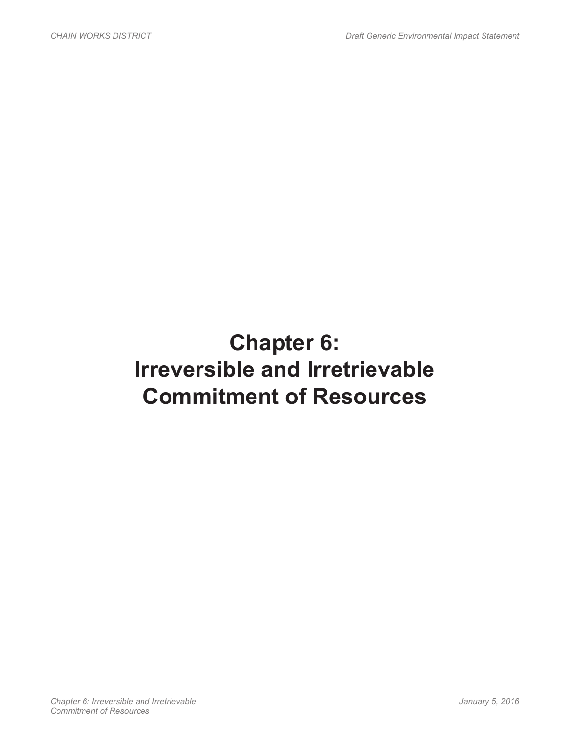# Chapter 6: Irreversible and Irretrievable Commitment of Resources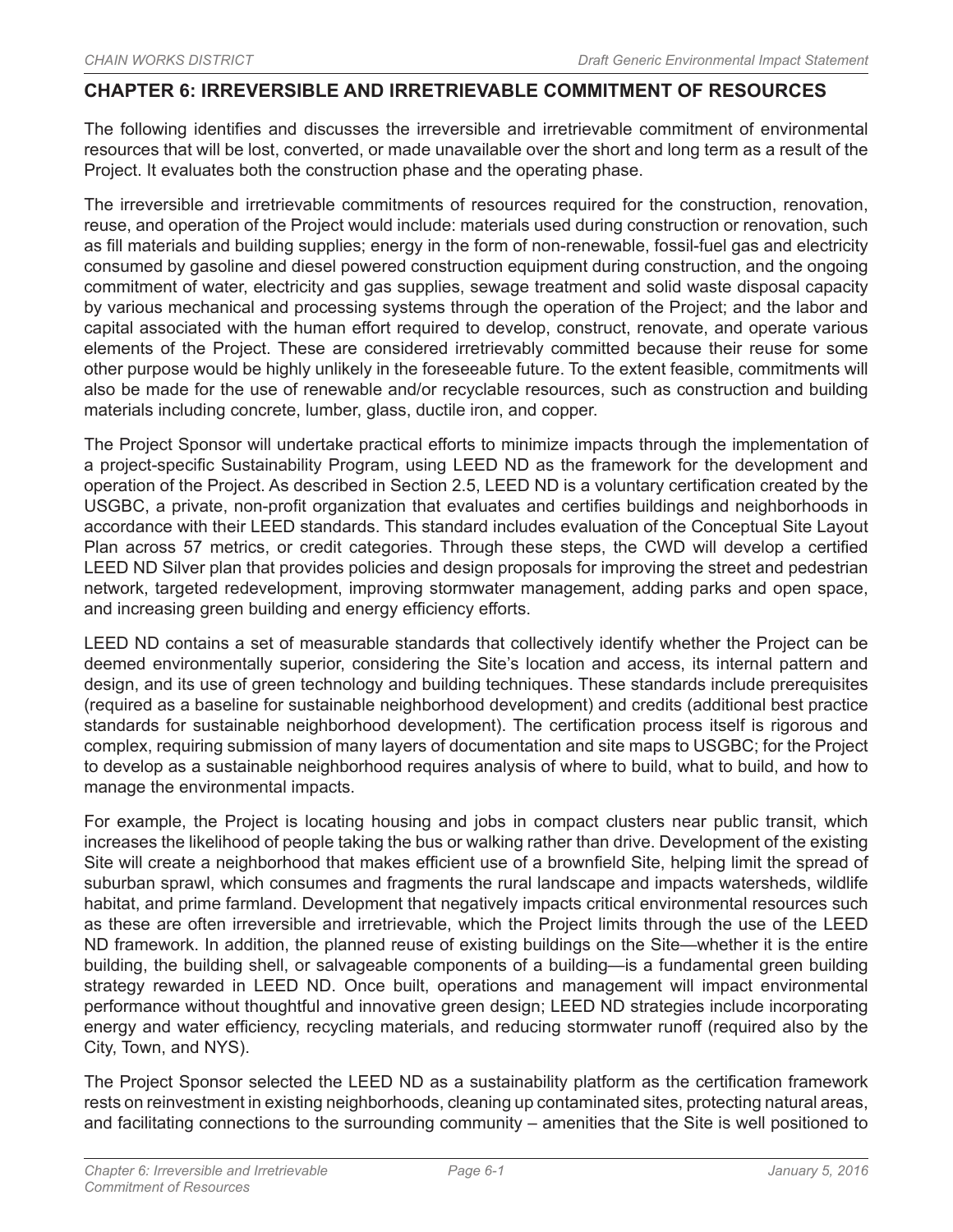## CHAPTER 6: IRREVERSIBLE AND IRRETRIEVABLE COMMITMENT OF RESOURCES

The following identifies and discusses the irreversible and irretrievable commitment of environmental resources that will be lost, converted, or made unavailable over the short and long term as a result of the Project. It evaluates both the construction phase and the operating phase.

The irreversible and irretrievable commitments of resources required for the construction, renovation, reuse, and operation of the Project would include: materials used during construction or renovation, such as fill materials and building supplies; energy in the form of non-renewable, fossil-fuel gas and electricity consumed by gasoline and diesel powered construction equipment during construction, and the ongoing commitment of water, electricity and gas supplies, sewage treatment and solid waste disposal capacity by various mechanical and processing systems through the operation of the Project; and the labor and capital associated with the human effort required to develop, construct, renovate, and operate various elements of the Project. These are considered irretrievably committed because their reuse for some other purpose would be highly unlikely in the foreseeable future. To the extent feasible, commitments will also be made for the use of renewable and/or recyclable resources, such as construction and building materials including concrete, lumber, glass, ductile iron, and copper.

The Project Sponsor will undertake practical efforts to minimize impacts through the implementation of a project-specific Sustainability Program, using LEED ND as the framework for the development and operation of the Project. As described in Section 2.5, LEED ND is a voluntary certification created by the USGBC, a private, non-profit organization that evaluates and certifies buildings and neighborhoods in accordance with their LEED standards. This standard includes evaluation of the Conceptual Site Layout Plan across 57 metrics, or credit categories. Through these steps, the CWD will develop a certified LEED ND Silver plan that provides policies and design proposals for improving the street and pedestrian network, targeted redevelopment, improving stormwater management, adding parks and open space, and increasing green building and energy efficiency efforts.

LEED ND contains a set of measurable standards that collectively identify whether the Project can be deemed environmentally superior, considering the Site's location and access, its internal pattern and design, and its use of green technology and building techniques. These standards include prerequisites (required as a baseline for sustainable neighborhood development) and credits (additional best practice standards for sustainable neighborhood development). The certification process itself is rigorous and complex, requiring submission of many layers of documentation and site maps to USGBC; for the Project to develop as a sustainable neighborhood requires analysis of where to build, what to build, and how to manage the environmental impacts.

For example, the Project is locating housing and jobs in compact clusters near public transit, which increases the likelihood of people taking the bus or walking rather than drive. Development of the existing Site will create a neighborhood that makes efficient use of a brownfield Site, helping limit the spread of suburban sprawl, which consumes and fragments the rural landscape and impacts watersheds, wildlife habitat, and prime farmland. Development that negatively impacts critical environmental resources such as these are often irreversible and irretrievable, which the Project limits through the use of the LEED ND framework. In addition, the planned reuse of existing buildings on the Site—whether it is the entire building, the building shell, or salvageable components of a building—is a fundamental green building strategy rewarded in LEED ND. Once built, operations and management will impact environmental performance without thoughtful and innovative green design; LEED ND strategies include incorporating energy and water efficiency, recycling materials, and reducing stormwater runoff (required also by the City, Town, and NYS).

The Project Sponsor selected the LEED ND as a sustainability platform as the certification framework rests on reinvestment in existing neighborhoods, cleaning up contaminated sites, protecting natural areas, and facilitating connections to the surrounding community – amenities that the Site is well positioned to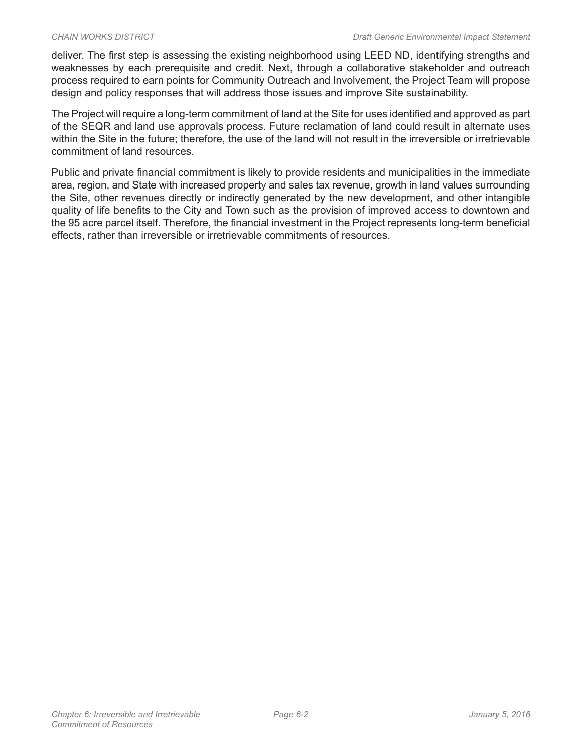deliver. The first step is assessing the existing neighborhood using LEED ND, identifying strengths and weaknesses by each prerequisite and credit. Next, through a collaborative stakeholder and outreach process required to earn points for Community Outreach and Involvement, the Project Team will propose design and policy responses that will address those issues and improve Site sustainability.

The Project will require a long-term commitment of land at the Site for uses identified and approved as part of the SEQR and land use approvals process. Future reclamation of land could result in alternate uses within the Site in the future; therefore, the use of the land will not result in the irreversible or irretrievable commitment of land resources.

Public and private financial commitment is likely to provide residents and municipalities in the immediate area, region, and State with increased property and sales tax revenue, growth in land values surrounding the Site, other revenues directly or indirectly generated by the new development, and other intangible quality of life benefits to the City and Town such as the provision of improved access to downtown and the 95 acre parcel itself. Therefore, the financial investment in the Project represents long-term beneficial effects, rather than irreversible or irretrievable commitments of resources.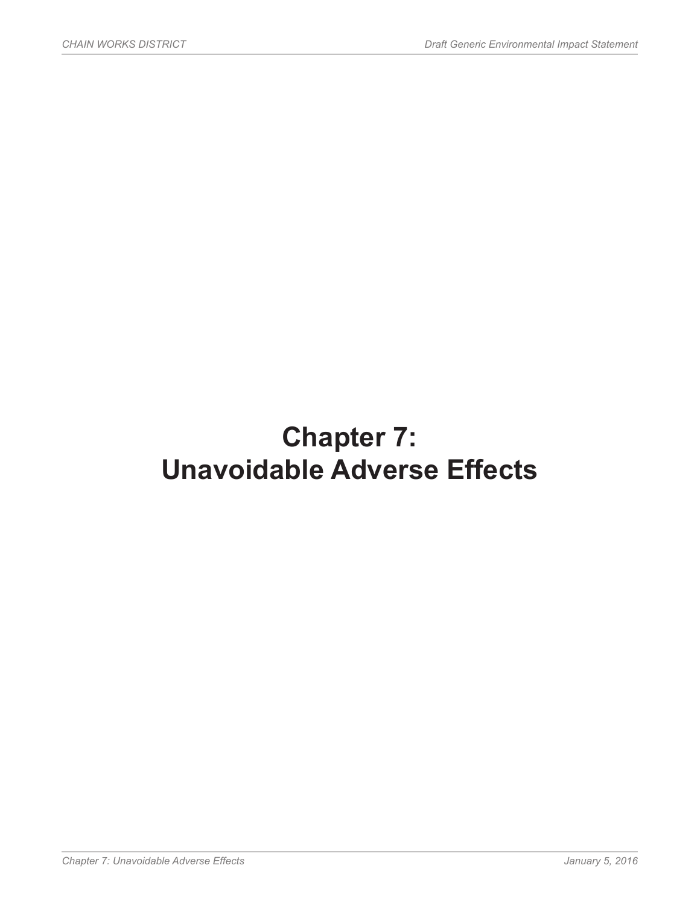# Chapter 7: Unavoidable Adverse Effects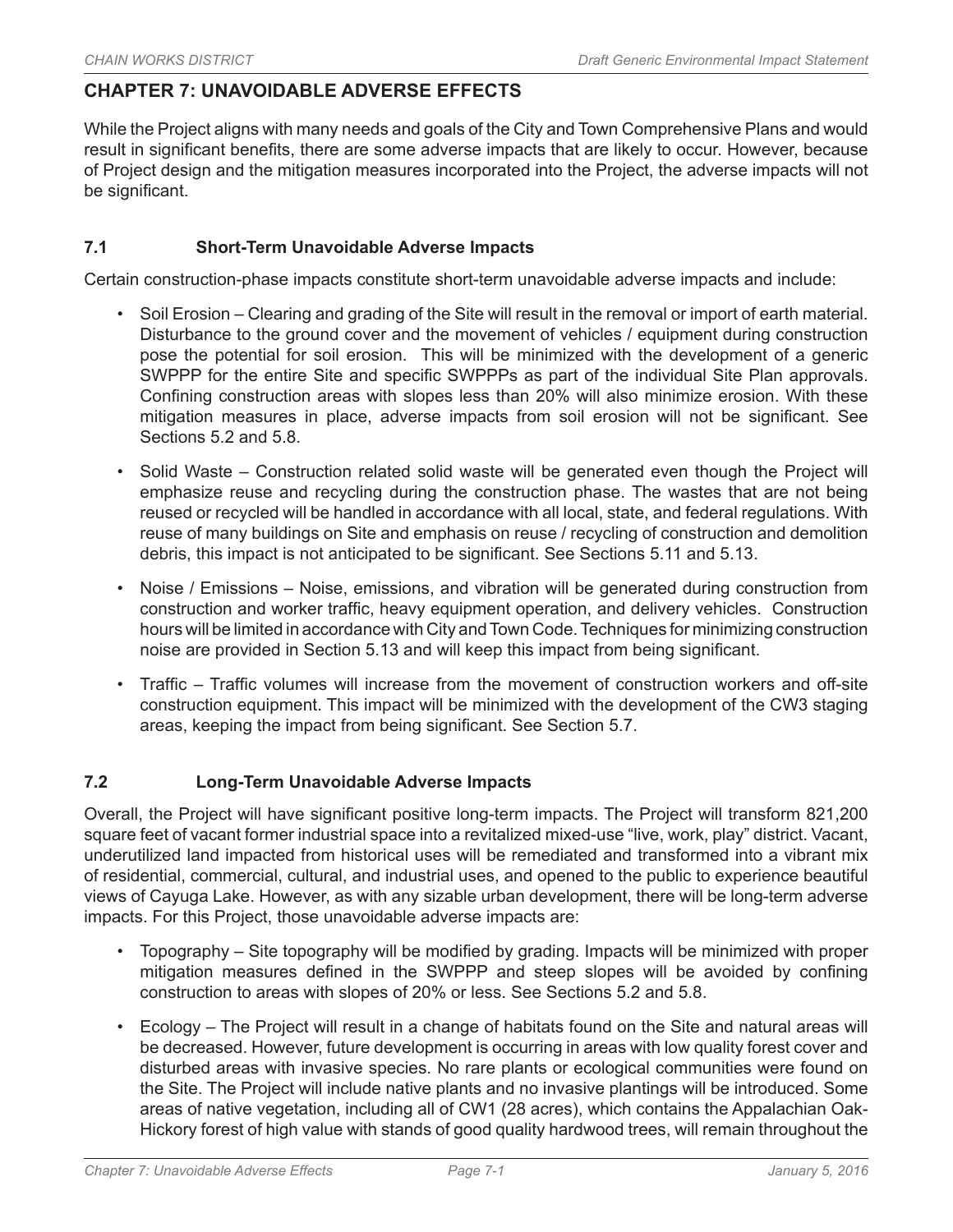## CHAPTER 7: UNAVOIDABLE ADVERSE EFFECTS

While the Project aligns with many needs and goals of the City and Town Comprehensive Plans and would result in significant benefits, there are some adverse impacts that are likely to occur. However, because of Project design and the mitigation measures incorporated into the Project, the adverse impacts will not be significant.

### 7.1 Short-Term Unavoidable Adverse Impacts

Certain construction-phase impacts constitute short-term unavoidable adverse impacts and include:

- Soil Erosion – Clearing and grading of the Site will result in the removal or import of earth material. Disturbance to the ground cover and the movement of vehicles / equipment during construction pose the potential for soil erosion. This will be minimized with the development of a generic SWPPP for the entire Site and specific SWPPPs as part of the individual Site Plan approvals. Confining construction areas with slopes less than 20% will also minimize erosion. With these mitigation measures in place, adverse impacts from soil erosion will not be significant. See Sections 5.2 and 5.8.
- Solid Waste – Construction related solid waste will be generated even though the Project will emphasize reuse and recycling during the construction phase. The wastes that are not being reused or recycled will be handled in accordance with all local, state, and federal regulations. With reuse of many buildings on Site and emphasis on reuse / recycling of construction and demolition debris, this impact is not anticipated to be significant. See Sections 5.11 and 5.13.
- Noise / Emissions – Noise, emissions, and vibration will be generated during construction from construction and worker traffic, heavy equipment operation, and delivery vehicles. Construction hours will be limited in accordance with City and Town Code. Techniques for minimizing construction noise are provided in Section 5.13 and will keep this impact from being significant.
- Traffic – Traffic volumes will increase from the movement of construction workers and off-site construction equipment. This impact will be minimized with the development of the CW3 staging areas, keeping the impact from being significant. See Section 5.7.

### 7.2 Long-Term Unavoidable Adverse Impacts

Overall, the Project will have significant positive long-term impacts. The Project will transform 821,200 square feet of vacant former industrial space into a revitalized mixed-use "live, work, play" district. Vacant, underutilized land impacted from historical uses will be remediated and transformed into a vibrant mix of residential, commercial, cultural, and industrial uses, and opened to the public to experience beautiful views of Cayuga Lake. However, as with any sizable urban development, there will be long-term adverse impacts. For this Project, those unavoidable adverse impacts are:

- Topography – Site topography will be modified by grading. Impacts will be minimized with proper mitigation measures defined in the SWPPP and steep slopes will be avoided by confining construction to areas with slopes of 20% or less. See Sections 5.2 and 5.8.
- Ecology – The Project will result in a change of habitats found on the Site and natural areas will be decreased. However, future development is occurring in areas with low quality forest cover and disturbed areas with invasive species. No rare plants or ecological communities were found on the Site. The Project will include native plants and no invasive plantings will be introduced. Some areas of native vegetation, including all of CW1 (28 acres), which contains the Appalachian Oak-Hickory forest of high value with stands of good quality hardwood trees, will remain throughout the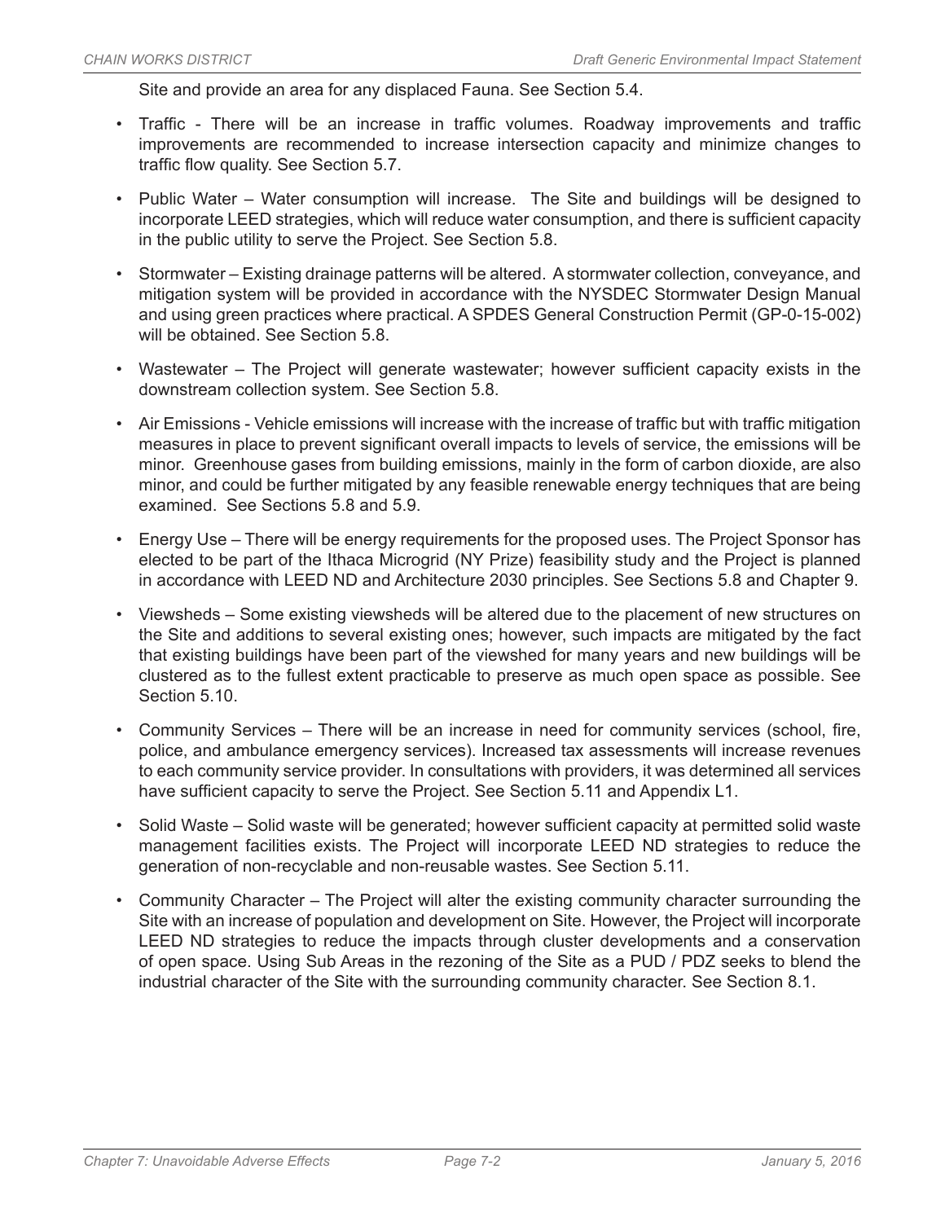Site and provide an area for any displaced Fauna. See Section 5.4.

- Traffic - There will be an increase in traffic volumes. Roadway improvements and traffic improvements are recommended to increase intersection capacity and minimize changes to traffic flow quality. See Section 5.7.
- Public Water – Water consumption will increase. The Site and buildings will be designed to incorporate LEED strategies, which will reduce water consumption, and there is sufficient capacity in the public utility to serve the Project. See Section 5.8.
- Stormwater – Existing drainage patterns will be altered. A stormwater collection, conveyance, and mitigation system will be provided in accordance with the NYSDEC Stormwater Design Manual and using green practices where practical. A SPDES General Construction Permit (GP-0-15-002) will be obtained. See Section 5.8.
- Wastewater – The Project will generate wastewater; however sufficient capacity exists in the downstream collection system. See Section 5.8.
- Air Emissions - Vehicle emissions will increase with the increase of traffic but with traffic mitigation measures in place to prevent significant overall impacts to levels of service, the emissions will be minor. Greenhouse gases from building emissions, mainly in the form of carbon dioxide, are also minor, and could be further mitigated by any feasible renewable energy techniques that are being examined. See Sections 5.8 and 5.9.
- Energy Use – There will be energy requirements for the proposed uses. The Project Sponsor has elected to be part of the Ithaca Microgrid (NY Prize) feasibility study and the Project is planned in accordance with LEED ND and Architecture 2030 principles. See Sections 5.8 and Chapter 9.
- Viewsheds – Some existing viewsheds will be altered due to the placement of new structures on the Site and additions to several existing ones; however, such impacts are mitigated by the fact that existing buildings have been part of the viewshed for many years and new buildings will be clustered as to the fullest extent practicable to preserve as much open space as possible. See Section 5.10.
- Community Services – There will be an increase in need for community services (school, fire, police, and ambulance emergency services). Increased tax assessments will increase revenues to each community service provider. In consultations with providers, it was determined all services have sufficient capacity to serve the Project. See Section 5.11 and Appendix L1.
- Solid Waste – Solid waste will be generated; however sufficient capacity at permitted solid waste management facilities exists. The Project will incorporate LEED ND strategies to reduce the generation of non-recyclable and non-reusable wastes. See Section 5.11.
- Community Character – The Project will alter the existing community character surrounding the Site with an increase of population and development on Site. However, the Project will incorporate LEED ND strategies to reduce the impacts through cluster developments and a conservation of open space. Using Sub Areas in the rezoning of the Site as a PUD / PDZ seeks to blend the industrial character of the Site with the surrounding community character. See Section 8.1.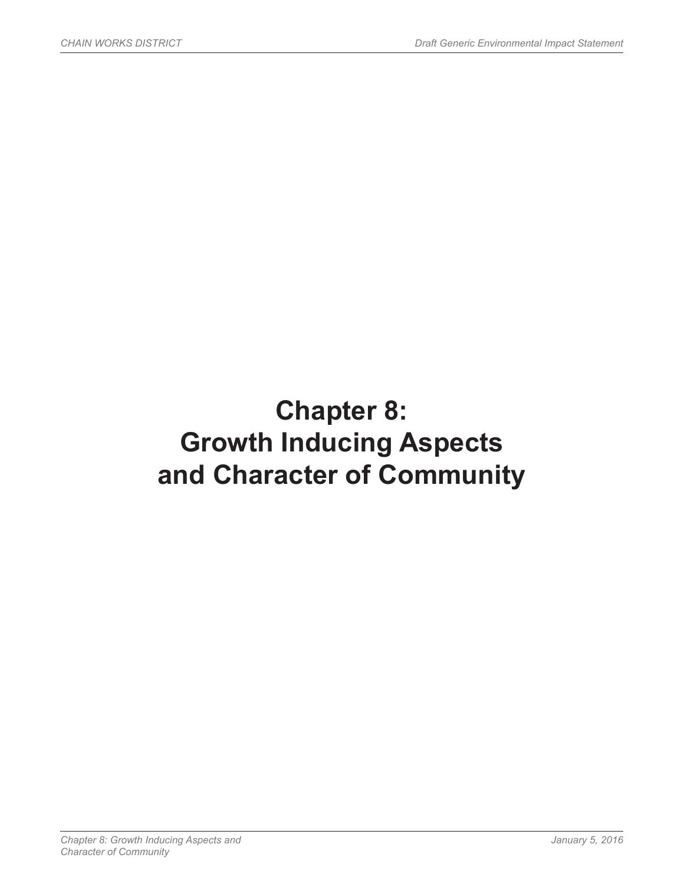# Chapter 8: Growth Inducing Aspects and Character of Community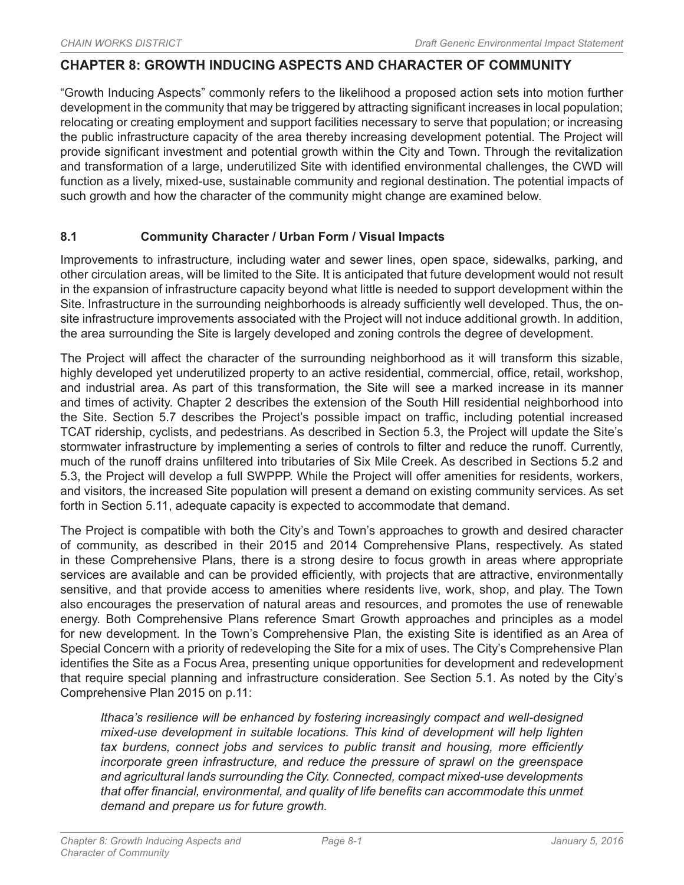## CHAPTER 8: GROWTH INDUCING ASPECTS AND CHARACTER OF COMMUNITY

"Growth Inducing Aspects" commonly refers to the likelihood a proposed action sets into motion further development in the community that may be triggered by attracting significant increases in local population; relocating or creating employment and support facilities necessary to serve that population; or increasing the public infrastructure capacity of the area thereby increasing development potential. The Project will provide significant investment and potential growth within the City and Town. Through the revitalization and transformation of a large, underutilized Site with identified environmental challenges, the CWD will function as a lively, mixed-use, sustainable community and regional destination. The potential impacts of such growth and how the character of the community might change are examined below.

### 8.1 Community Character / Urban Form / Visual Impacts

Improvements to infrastructure, including water and sewer lines, open space, sidewalks, parking, and other circulation areas, will be limited to the Site. It is anticipated that future development would not result in the expansion of infrastructure capacity beyond what little is needed to support development within the Site. Infrastructure in the surrounding neighborhoods is already sufficiently well developed. Thus, the on-site infrastructure improvements associated with the Project will not induce additional growth. In addition, the area surrounding the Site is largely developed and zoning controls the degree of development.

The Project will affect the character of the surrounding neighborhood as it will transform this sizable, highly developed yet underutilized property to an active residential, commercial, office, retail, workshop, and industrial area. As part of this transformation, the Site will see a marked increase in its manner and times of activity. Chapter 2 describes the extension of the South Hill residential neighborhood into the Site. Section 5.7 describes the Project's possible impact on traffic, including potential increased TCAT ridership, cyclists, and pedestrians. As described in Section 5.3, the Project will update the Site's stormwater infrastructure by implementing a series of controls to filter and reduce the runoff. Currently, much of the runoff drains unfiltered into tributaries of Six Mile Creek. As described in Sections 5.2 and 5.3, the Project will develop a full SWPPP. While the Project will offer amenities for residents, workers, and visitors, the increased Site population will present a demand on existing community services. As set forth in Section 5.11, adequate capacity is expected to accommodate that demand.

The Project is compatible with both the City's and Town's approaches to growth and desired character of community, as described in their 2015 and 2014 Comprehensive Plans, respectively. As stated in these Comprehensive Plans, there is a strong desire to focus growth in areas where appropriate services are available and can be provided efficiently, with projects that are attractive, environmentally sensitive, and that provide access to amenities where residents live, work, shop, and play. The Town also encourages the preservation of natural areas and resources, and promotes the use of renewable energy. Both Comprehensive Plans reference Smart Growth approaches and principles as a model for new development. In the Town's Comprehensive Plan, the existing Site is identified as an Area of Special Concern with a priority of redeveloping the Site for a mix of uses. The City's Comprehensive Plan identifies the Site as a Focus Area, presenting unique opportunities for development and redevelopment that require special planning and infrastructure consideration. See Section 5.1. As noted by the City's Comprehensive Plan 2015 on p.11:

> *Ithaca's resilience will be enhanced by fostering increasingly compact and well-designed mixed-use development in suitable locations. This kind of development will help lighten tax burdens, connect jobs and services to public transit and housing, more efficiently incorporate green infrastructure, and reduce the pressure of sprawl on the greenspace and agricultural lands surrounding the City. Connected, compact mixed-use developments that offer financial, environmental, and quality of life benefits can accommodate this unmet demand and prepare us for future growth.*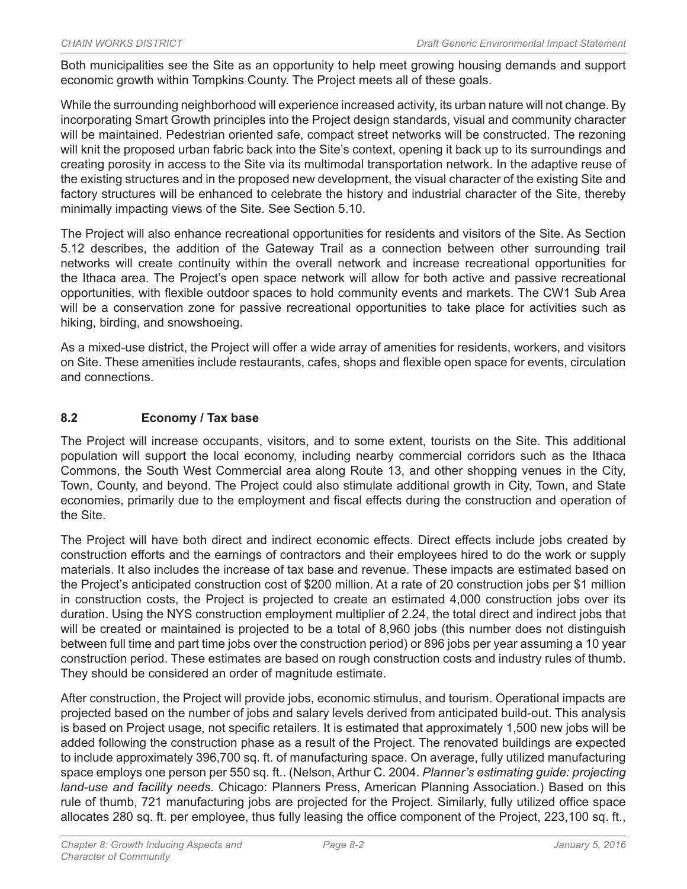Both municipalities see the Site as an opportunity to help meet growing housing demands and support economic growth within Tompkins County. The Project meets all of these goals.

While the surrounding neighborhood will experience increased activity, its urban nature will not change. By incorporating Smart Growth principles into the Project design standards, visual and community character will be maintained. Pedestrian oriented safe, compact street networks will be constructed. The rezoning will knit the proposed urban fabric back into the Site's context, opening it back up to its surroundings and creating porosity in access to the Site via its multimodal transportation network. In the adaptive reuse of the existing structures and in the proposed new development, the visual character of the existing Site and factory structures will be enhanced to celebrate the history and industrial character of the Site, thereby minimally impacting views of the Site. See Section 5.10.

The Project will also enhance recreational opportunities for residents and visitors of the Site. As Section 5.12 describes, the addition of the Gateway Trail as a connection between other surrounding trail networks will create continuity within the overall network and increase recreational opportunities for the Ithaca area. The Project's open space network will allow for both active and passive recreational opportunities, with flexible outdoor spaces to hold community events and markets. The CW1 Sub Area will be a conservation zone for passive recreational opportunities to take place for activities such as hiking, birding, and snowshoeing.

As a mixed-use district, the Project will offer a wide array of amenities for residents, workers, and visitors on Site. These amenities include restaurants, cafes, shops and flexible open space for events, circulation and connections.

### 8.2 Economy / Tax base

The Project will increase occupants, visitors, and to some extent, tourists on the Site. This additional population will support the local economy, including nearby commercial corridors such as the Ithaca Commons, the South West Commercial area along Route 13, and other shopping venues in the City, Town, County, and beyond. The Project could also stimulate additional growth in City, Town, and State economies, primarily due to the employment and fiscal effects during the construction and operation of the Site.

The Project will have both direct and indirect economic effects. Direct effects include jobs created by construction efforts and the earnings of contractors and their employees hired to do the work or supply materials. It also includes the increase of tax base and revenue. These impacts are estimated based on the Project's anticipated construction cost of $200 million. At a rate of 20 construction jobs per $1 million in construction costs, the Project is projected to create an estimated 4,000 construction jobs over its duration. Using the NYS construction employment multiplier of 2.24, the total direct and indirect jobs that will be created or maintained is projected to be a total of 8,960 jobs (this number does not distinguish between full time and part time jobs over the construction period) or 896 jobs per year assuming a 10 year construction period. These estimates are based on rough construction costs and industry rules of thumb. They should be considered an order of magnitude estimate.

After construction, the Project will provide jobs, economic stimulus, and tourism. Operational impacts are projected based on the number of jobs and salary levels derived from anticipated build-out. This analysis is based on Project usage, not specific retailers. It is estimated that approximately 1,500 new jobs will be added following the construction phase as a result of the Project. The renovated buildings are expected to include approximately 396,700 sq. ft. of manufacturing space. On average, fully utilized manufacturing space employs one person per 550 sq. ft.. (Nelson, Arthur C. 2004. *Planner's estimating guide: projecting land-use and facility needs*. Chicago: Planners Press, American Planning Association.) Based on this rule of thumb, 721 manufacturing jobs are projected for the Project. Similarly, fully utilized office space allocates 280 sq. ft. per employee, thus fully leasing the office component of the Project, 223,100 sq. ft.,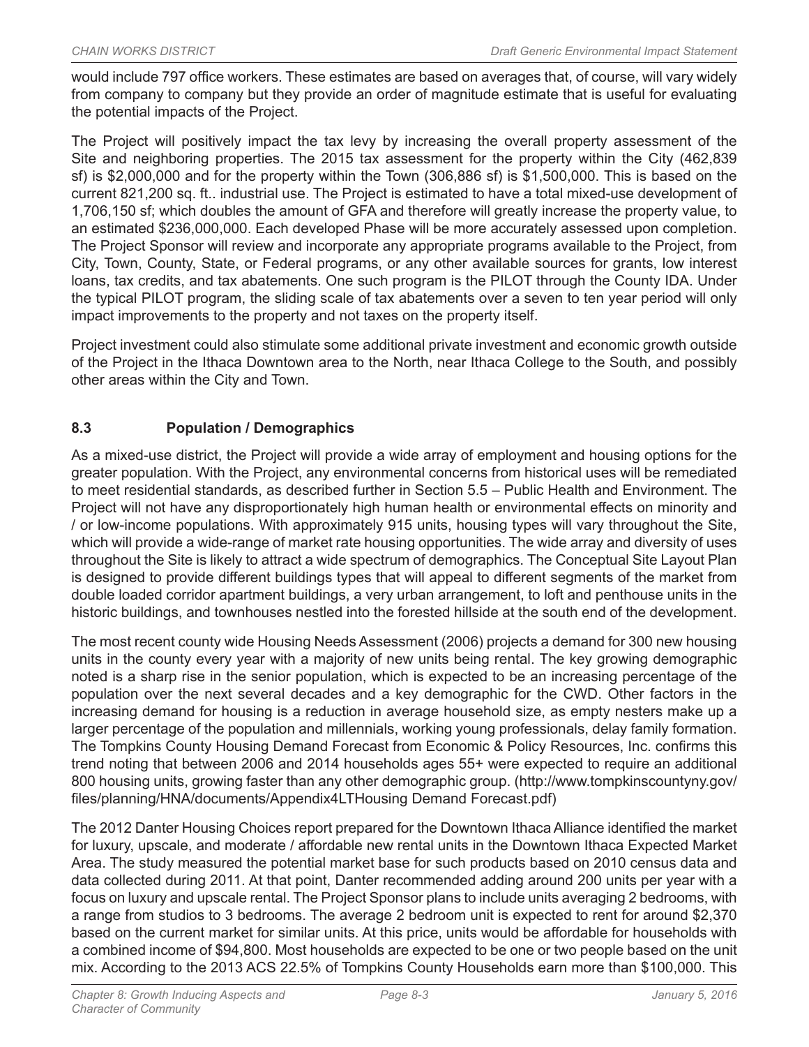would include 797 office workers. These estimates are based on averages that, of course, will vary widely from company to company but they provide an order of magnitude estimate that is useful for evaluating the potential impacts of the Project.

The Project will positively impact the tax levy by increasing the overall property assessment of the Site and neighboring properties. The 2015 tax assessment for the property within the City (462,839 sf) is $2,000,000 and for the property within the Town (306,886 sf) is $1,500,000. This is based on the current 821,200 sq. ft.. industrial use. The Project is estimated to have a total mixed-use development of 1,706,150 sf; which doubles the amount of GFA and therefore will greatly increase the property value, to an estimated $236,000,000. Each developed Phase will be more accurately assessed upon completion. The Project Sponsor will review and incorporate any appropriate programs available to the Project, from City, Town, County, State, or Federal programs, or any other available sources for grants, low interest loans, tax credits, and tax abatements. One such program is the PILOT through the County IDA. Under the typical PILOT program, the sliding scale of tax abatements over a seven to ten year period will only impact improvements to the property and not taxes on the property itself.

Project investment could also stimulate some additional private investment and economic growth outside of the Project in the Ithaca Downtown area to the North, near Ithaca College to the South, and possibly other areas within the City and Town.

## 8.3 Population / Demographics

As a mixed-use district, the Project will provide a wide array of employment and housing options for the greater population. With the Project, any environmental concerns from historical uses will be remediated to meet residential standards, as described further in Section 5.5 – Public Health and Environment. The Project will not have any disproportionately high human health or environmental effects on minority and / or low-income populations. With approximately 915 units, housing types will vary throughout the Site, which will provide a wide-range of market rate housing opportunities. The wide array and diversity of uses throughout the Site is likely to attract a wide spectrum of demographics. The Conceptual Site Layout Plan is designed to provide different buildings types that will appeal to different segments of the market from double loaded corridor apartment buildings, a very urban arrangement, to loft and penthouse units in the historic buildings, and townhouses nestled into the forested hillside at the south end of the development.

The most recent county wide Housing Needs Assessment (2006) projects a demand for 300 new housing units in the county every year with a majority of new units being rental. The key growing demographic noted is a sharp rise in the senior population, which is expected to be an increasing percentage of the population over the next several decades and a key demographic for the CWD. Other factors in the increasing demand for housing is a reduction in average household size, as empty nesters make up a larger percentage of the population and millennials, working young professionals, delay family formation. The Tompkins County Housing Demand Forecast from Economic & Policy Resources, Inc. confirms this trend noting that between 2006 and 2014 households ages 55+ were expected to require an additional 800 housing units, growing faster than any other demographic group. (http://www.tompkinscountyny.gov/files/planning/HNA/documents/Appendix4LTHousing Demand Forecast.pdf)

The 2012 Danter Housing Choices report prepared for the Downtown Ithaca Alliance identified the market for luxury, upscale, and moderate / affordable new rental units in the Downtown Ithaca Expected Market Area. The study measured the potential market base for such products based on 2010 census data and data collected during 2011. At that point, Danter recommended adding around 200 units per year with a focus on luxury and upscale rental. The Project Sponsor plans to include units averaging 2 bedrooms, with a range from studios to 3 bedrooms. The average 2 bedroom unit is expected to rent for around $2,370 based on the current market for similar units. At this price, units would be affordable for households with a combined income of $94,800. Most households are expected to be one or two people based on the unit mix. According to the 2013 ACS 22.5% of Tompkins County Households earn more than $100,000. This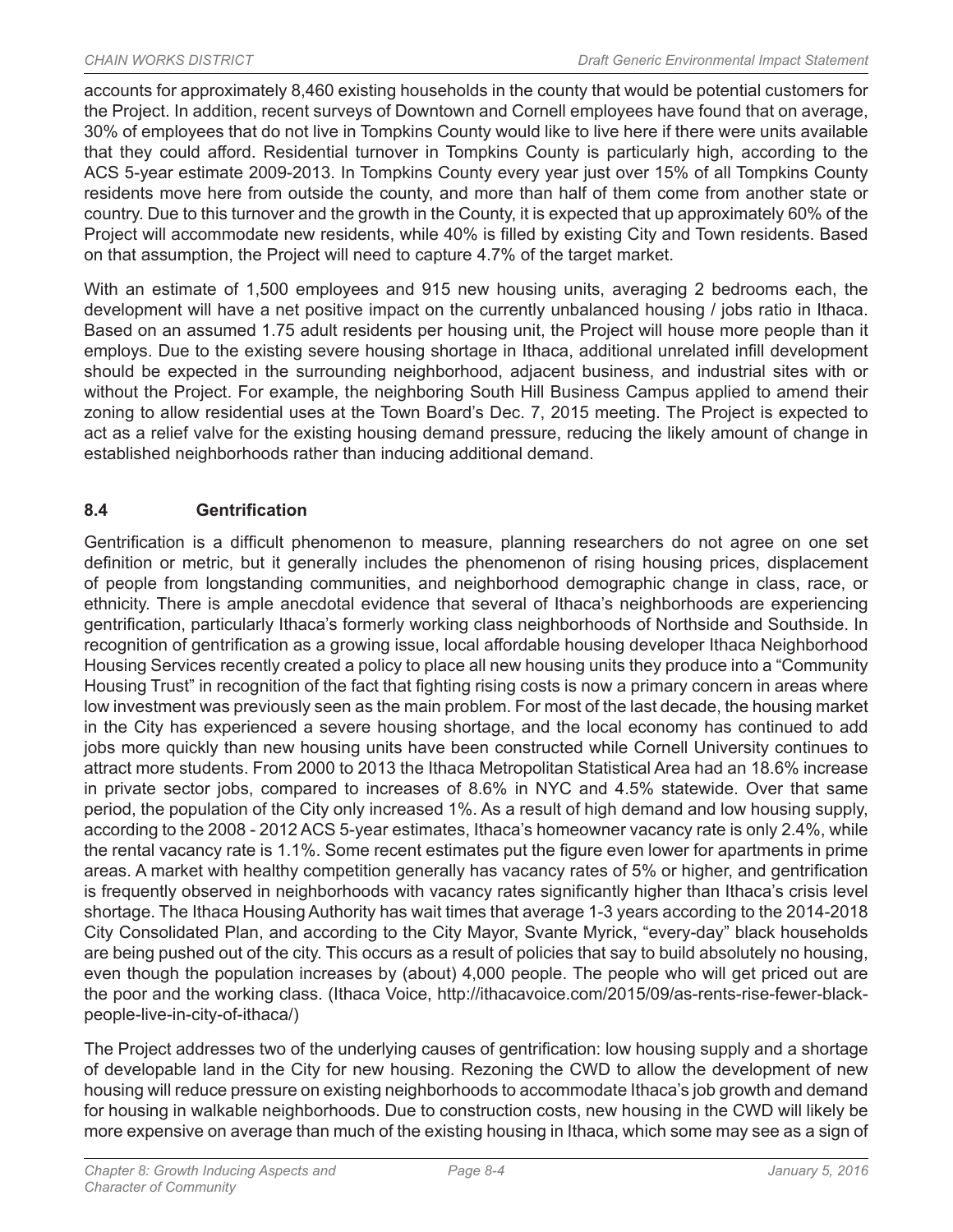accounts for approximately 8,460 existing households in the county that would be potential customers for the Project. In addition, recent surveys of Downtown and Cornell employees have found that on average, 30% of employees that do not live in Tompkins County would like to live here if there were units available that they could afford. Residential turnover in Tompkins County is particularly high, according to the ACS 5-year estimate 2009-2013. In Tompkins County every year just over 15% of all Tompkins County residents move here from outside the county, and more than half of them come from another state or country. Due to this turnover and the growth in the County, it is expected that up approximately 60% of the Project will accommodate new residents, while 40% is filled by existing City and Town residents. Based on that assumption, the Project will need to capture 4.7% of the target market.

With an estimate of 1,500 employees and 915 new housing units, averaging 2 bedrooms each, the development will have a net positive impact on the currently unbalanced housing / jobs ratio in Ithaca. Based on an assumed 1.75 adult residents per housing unit, the Project will house more people than it employs. Due to the existing severe housing shortage in Ithaca, additional unrelated infill development should be expected in the surrounding neighborhood, adjacent business, and industrial sites with or without the Project. For example, the neighboring South Hill Business Campus applied to amend their zoning to allow residential uses at the Town Board's Dec. 7, 2015 meeting. The Project is expected to act as a relief valve for the existing housing demand pressure, reducing the likely amount of change in established neighborhoods rather than inducing additional demand.

## 8.4 Gentrification

Gentrification is a difficult phenomenon to measure, planning researchers do not agree on one set definition or metric, but it generally includes the phenomenon of rising housing prices, displacement of people from longstanding communities, and neighborhood demographic change in class, race, or ethnicity. There is ample anecdotal evidence that several of Ithaca's neighborhoods are experiencing gentrification, particularly Ithaca's formerly working class neighborhoods of Northside and Southside. In recognition of gentrification as a growing issue, local affordable housing developer Ithaca Neighborhood Housing Services recently created a policy to place all new housing units they produce into a "Community Housing Trust" in recognition of the fact that fighting rising costs is now a primary concern in areas where low investment was previously seen as the main problem. For most of the last decade, the housing market in the City has experienced a severe housing shortage, and the local economy has continued to add jobs more quickly than new housing units have been constructed while Cornell University continues to attract more students. From 2000 to 2013 the Ithaca Metropolitan Statistical Area had an 18.6% increase in private sector jobs, compared to increases of 8.6% in NYC and 4.5% statewide. Over that same period, the population of the City only increased 1%. As a result of high demand and low housing supply, according to the 2008 - 2012 ACS 5-year estimates, Ithaca's homeowner vacancy rate is only 2.4%, while the rental vacancy rate is 1.1%. Some recent estimates put the figure even lower for apartments in prime areas. A market with healthy competition generally has vacancy rates of 5% or higher, and gentrification is frequently observed in neighborhoods with vacancy rates significantly higher than Ithaca's crisis level shortage. The Ithaca Housing Authority has wait times that average 1-3 years according to the 2014-2018 City Consolidated Plan, and according to the City Mayor, Svante Myrick, "every-day" black households are being pushed out of the city. This occurs as a result of policies that say to build absolutely no housing, even though the population increases by (about) 4,000 people. The people who will get priced out are the poor and the working class. (Ithaca Voice, http://ithacavoice.com/2015/09/as-rents-rise-fewer-black-people-live-in-city-of-ithaca/)

The Project addresses two of the underlying causes of gentrification: low housing supply and a shortage of developable land in the City for new housing. Rezoning the CWD to allow the development of new housing will reduce pressure on existing neighborhoods to accommodate Ithaca's job growth and demand for housing in walkable neighborhoods. Due to construction costs, new housing in the CWD will likely be more expensive on average than much of the existing housing in Ithaca, which some may see as a sign of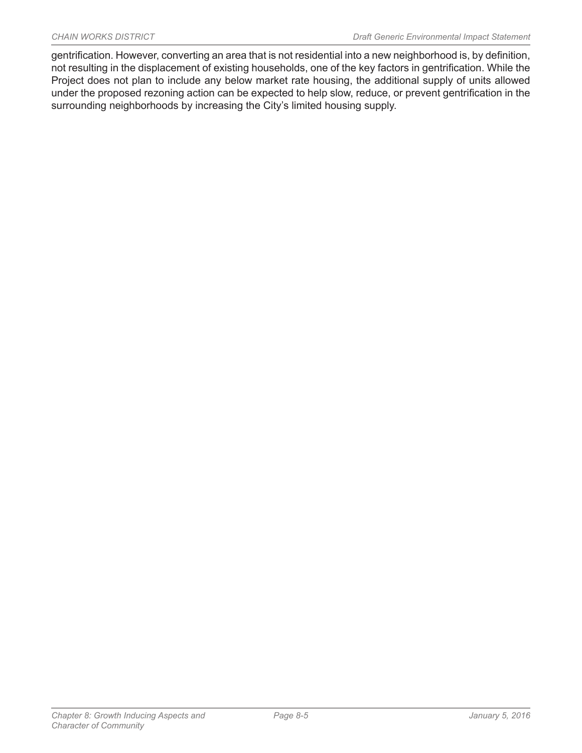gentrification. However, converting an area that is not residential into a new neighborhood is, by definition, not resulting in the displacement of existing households, one of the key factors in gentrification. While the Project does not plan to include any below market rate housing, the additional supply of units allowed under the proposed rezoning action can be expected to help slow, reduce, or prevent gentrification in the surrounding neighborhoods by increasing the City's limited housing supply.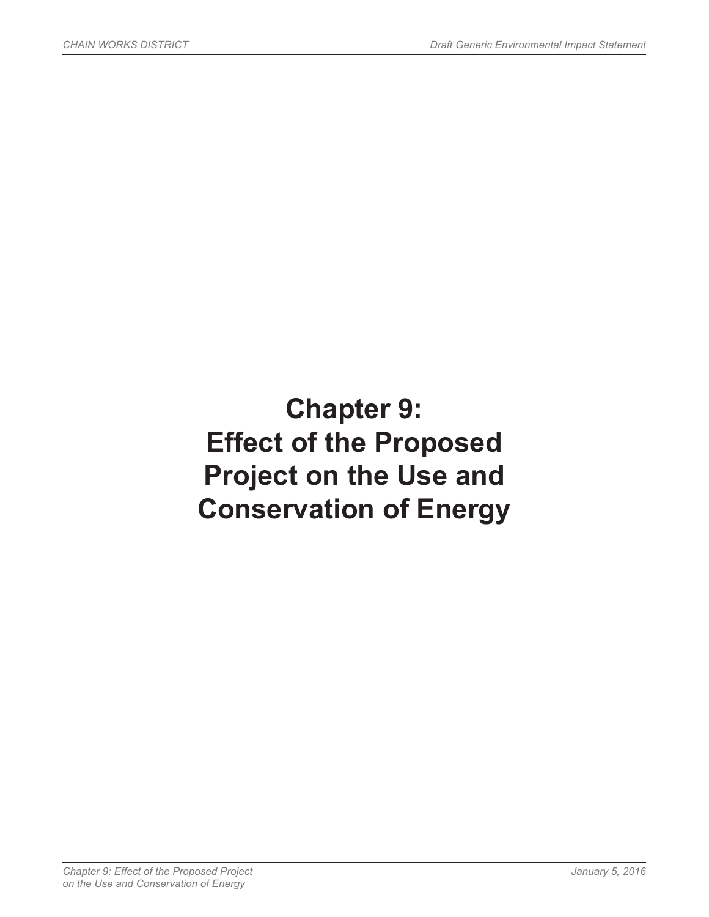# Chapter 9: Effect of the Proposed Project on the Use and Conservation of Energy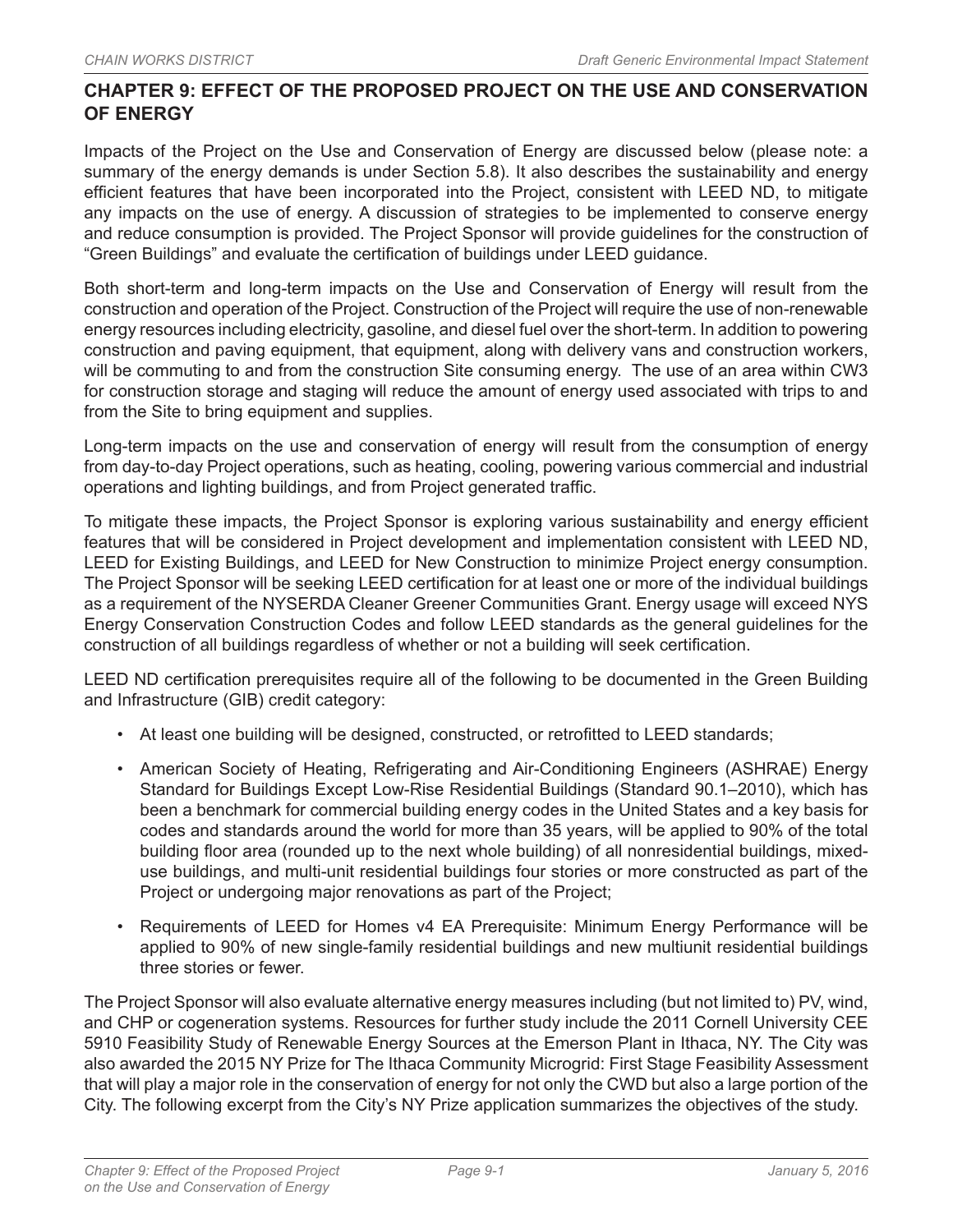## CHAPTER 9: EFFECT OF THE PROPOSED PROJECT ON THE USE AND CONSERVATION OF ENERGY

Impacts of the Project on the Use and Conservation of Energy are discussed below (please note: a summary of the energy demands is under Section 5.8). It also describes the sustainability and energy efficient features that have been incorporated into the Project, consistent with LEED ND, to mitigate any impacts on the use of energy. A discussion of strategies to be implemented to conserve energy and reduce consumption is provided. The Project Sponsor will provide guidelines for the construction of "Green Buildings" and evaluate the certification of buildings under LEED guidance.

Both short-term and long-term impacts on the Use and Conservation of Energy will result from the construction and operation of the Project. Construction of the Project will require the use of non-renewable energy resources including electricity, gasoline, and diesel fuel over the short-term. In addition to powering construction and paving equipment, that equipment, along with delivery vans and construction workers, will be commuting to and from the construction Site consuming energy. The use of an area within CW3 for construction storage and staging will reduce the amount of energy used associated with trips to and from the Site to bring equipment and supplies.

Long-term impacts on the use and conservation of energy will result from the consumption of energy from day-to-day Project operations, such as heating, cooling, powering various commercial and industrial operations and lighting buildings, and from Project generated traffic.

To mitigate these impacts, the Project Sponsor is exploring various sustainability and energy efficient features that will be considered in Project development and implementation consistent with LEED ND, LEED for Existing Buildings, and LEED for New Construction to minimize Project energy consumption. The Project Sponsor will be seeking LEED certification for at least one or more of the individual buildings as a requirement of the NYSERDA Cleaner Greener Communities Grant. Energy usage will exceed NYS Energy Conservation Construction Codes and follow LEED standards as the general guidelines for the construction of all buildings regardless of whether or not a building will seek certification.

LEED ND certification prerequisites require all of the following to be documented in the Green Building and Infrastructure (GIB) credit category:

- At least one building will be designed, constructed, or retrofitted to LEED standards;
- American Society of Heating, Refrigerating and Air-Conditioning Engineers (ASHRAE) Energy Standard for Buildings Except Low-Rise Residential Buildings (Standard 90.1–2010), which has been a benchmark for commercial building energy codes in the United States and a key basis for codes and standards around the world for more than 35 years, will be applied to 90% of the total building floor area (rounded up to the next whole building) of all nonresidential buildings, mixed-use buildings, and multi-unit residential buildings four stories or more constructed as part of the Project or undergoing major renovations as part of the Project;
- Requirements of LEED for Homes v4 EA Prerequisite: Minimum Energy Performance will be applied to 90% of new single-family residential buildings and new multiunit residential buildings three stories or fewer.

The Project Sponsor will also evaluate alternative energy measures including (but not limited to) PV, wind, and CHP or cogeneration systems. Resources for further study include the 2011 Cornell University CEE 5910 Feasibility Study of Renewable Energy Sources at the Emerson Plant in Ithaca, NY. The City was also awarded the 2015 NY Prize for The Ithaca Community Microgrid: First Stage Feasibility Assessment that will play a major role in the conservation of energy for not only the CWD but also a large portion of the City. The following excerpt from the City's NY Prize application summarizes the objectives of the study.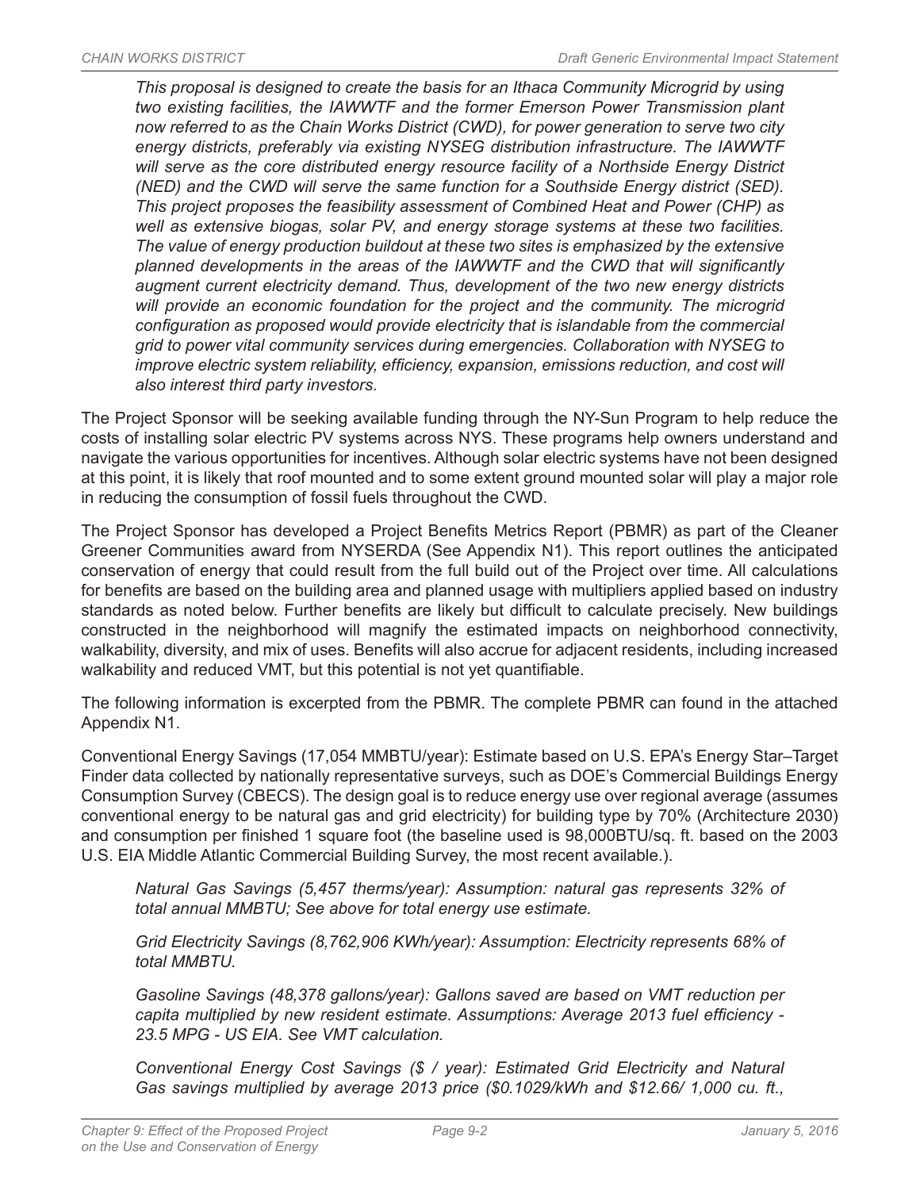*This proposal is designed to create the basis for an Ithaca Community Microgrid by using two existing facilities, the IAWWTF and the former Emerson Power Transmission plant now referred to as the Chain Works District (CWD), for power generation to serve two city energy districts, preferably via existing NYSEG distribution infrastructure. The IAWWTF will serve as the core distributed energy resource facility of a Northside Energy District (NED) and the CWD will serve the same function for a Southside Energy district (SED). This project proposes the feasibility assessment of Combined Heat and Power (CHP) as well as extensive biogas, solar PV, and energy storage systems at these two facilities. The value of energy production buildout at these two sites is emphasized by the extensive planned developments in the areas of the IAWWTF and the CWD that will significantly augment current electricity demand. Thus, development of the two new energy districts will provide an economic foundation for the project and the community. The microgrid configuration as proposed would provide electricity that is islandable from the commercial grid to power vital community services during emergencies. Collaboration with NYSEG to improve electric system reliability, efficiency, expansion, emissions reduction, and cost will also interest third party investors.*

The Project Sponsor will be seeking available funding through the NY-Sun Program to help reduce the costs of installing solar electric PV systems across NYS. These programs help owners understand and navigate the various opportunities for incentives. Although solar electric systems have not been designed at this point, it is likely that roof mounted and to some extent ground mounted solar will play a major role in reducing the consumption of fossil fuels throughout the CWD.

The Project Sponsor has developed a Project Benefits Metrics Report (PBMR) as part of the Cleaner Greener Communities award from NYSERDA (See Appendix N1). This report outlines the anticipated conservation of energy that could result from the full build out of the Project over time. All calculations for benefits are based on the building area and planned usage with multipliers applied based on industry standards as noted below. Further benefits are likely but difficult to calculate precisely. New buildings constructed in the neighborhood will magnify the estimated impacts on neighborhood connectivity, walkability, diversity, and mix of uses. Benefits will also accrue for adjacent residents, including increased walkability and reduced VMT, but this potential is not yet quantifiable.

The following information is excerpted from the PBMR. The complete PBMR can found in the attached Appendix N1.

Conventional Energy Savings (17,054 MMBTU/year): Estimate based on U.S. EPA's Energy Star–Target Finder data collected by nationally representative surveys, such as DOE's Commercial Buildings Energy Consumption Survey (CBECS). The design goal is to reduce energy use over regional average (assumes conventional energy to be natural gas and grid electricity) for building type by 70% (Architecture 2030) and consumption per finished 1 square foot (the baseline used is 98,000BTU/sq. ft. based on the 2003 U.S. EIA Middle Atlantic Commercial Building Survey, the most recent available.).

*Natural Gas Savings (5,457 therms/year): Assumption: natural gas represents 32% of total annual MMBTU; See above for total energy use estimate.*

*Grid Electricity Savings (8,762,906 KWh/year): Assumption: Electricity represents 68% of total MMBTU.*

*Gasoline Savings (48,378 gallons/year): Gallons saved are based on VMT reduction per capita multiplied by new resident estimate. Assumptions: Average 2013 fuel efficiency - 23.5 MPG - US EIA. See VMT calculation.*

*Conventional Energy Cost Savings ($ / year): Estimated Grid Electricity and Natural Gas savings multiplied by average 2013 price ($0.1029/kWh and $12.66/ 1,000 cu. ft.,*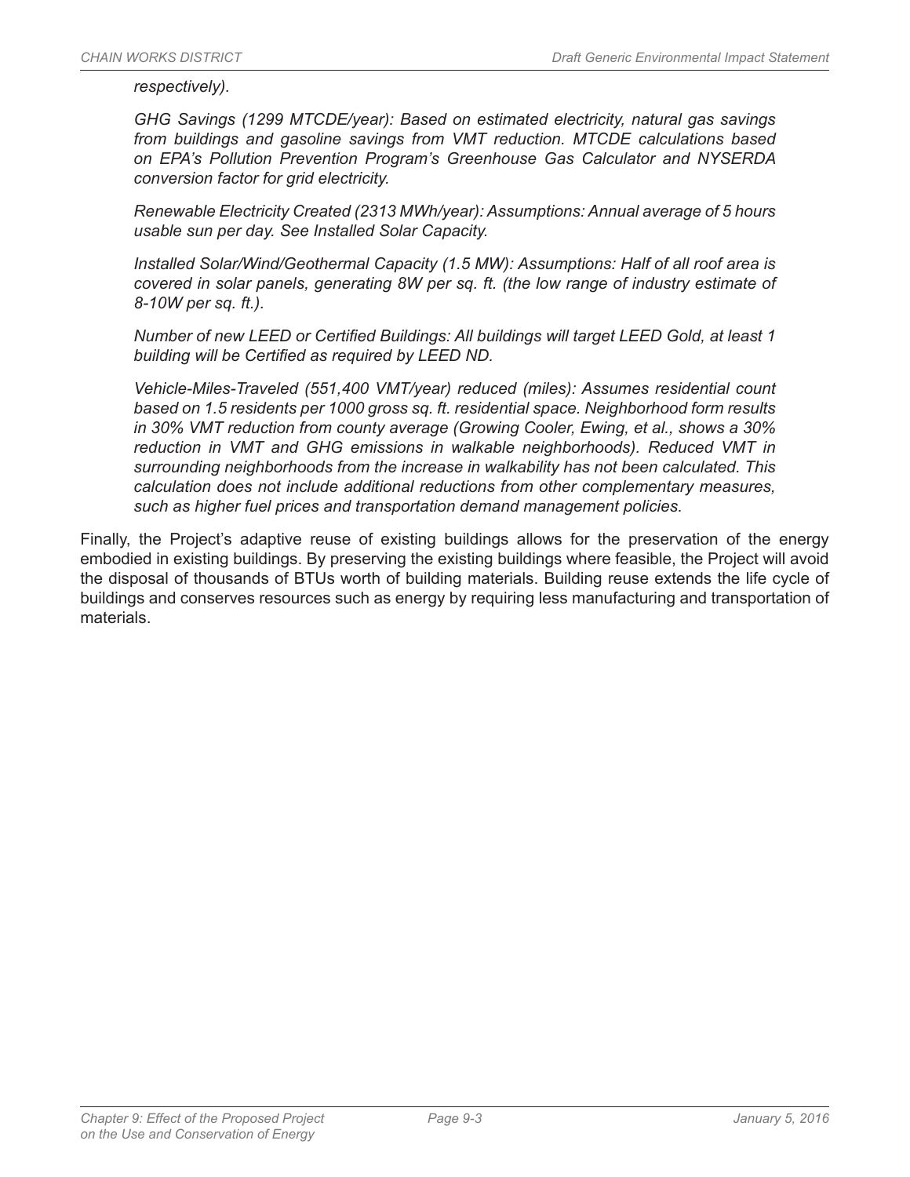*respectively).*

*GHG Savings (1299 MTCDE/year): Based on estimated electricity, natural gas savings from buildings and gasoline savings from VMT reduction. MTCDE calculations based on EPA's Pollution Prevention Program's Greenhouse Gas Calculator and NYSERDA conversion factor for grid electricity.*

*Renewable Electricity Created (2313 MWh/year): Assumptions: Annual average of 5 hours usable sun per day. See Installed Solar Capacity.*

*Installed Solar/Wind/Geothermal Capacity (1.5 MW): Assumptions: Half of all roof area is covered in solar panels, generating 8W per sq. ft. (the low range of industry estimate of 8-10W per sq. ft.).*

*Number of new LEED or Certified Buildings: All buildings will target LEED Gold, at least 1 building will be Certified as required by LEED ND.*

*Vehicle-Miles-Traveled (551,400 VMT/year) reduced (miles): Assumes residential count based on 1.5 residents per 1000 gross sq. ft. residential space. Neighborhood form results in 30% VMT reduction from county average (Growing Cooler, Ewing, et al., shows a 30% reduction in VMT and GHG emissions in walkable neighborhoods). Reduced VMT in surrounding neighborhoods from the increase in walkability has not been calculated. This calculation does not include additional reductions from other complementary measures, such as higher fuel prices and transportation demand management policies.*

Finally, the Project's adaptive reuse of existing buildings allows for the preservation of the energy embodied in existing buildings. By preserving the existing buildings where feasible, the Project will avoid the disposal of thousands of BTUs worth of building materials. Building reuse extends the life cycle of buildings and conserves resources such as energy by requiring less manufacturing and transportation of materials.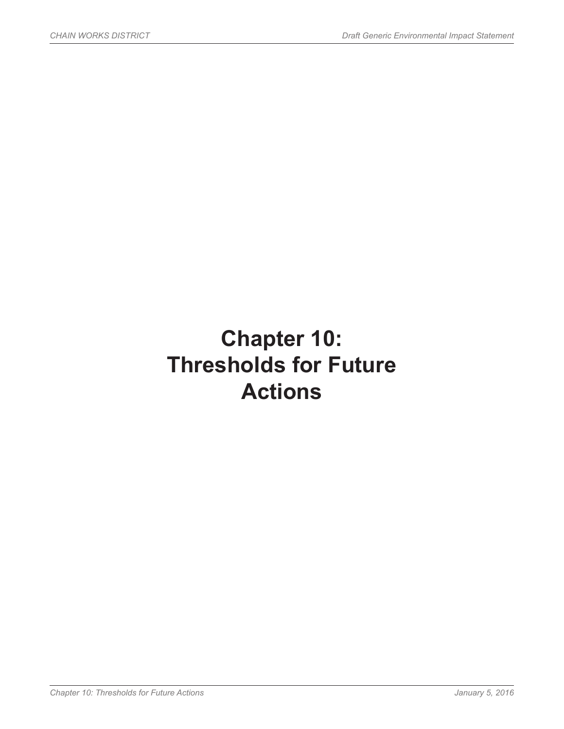# Chapter 10: Thresholds for Future Actions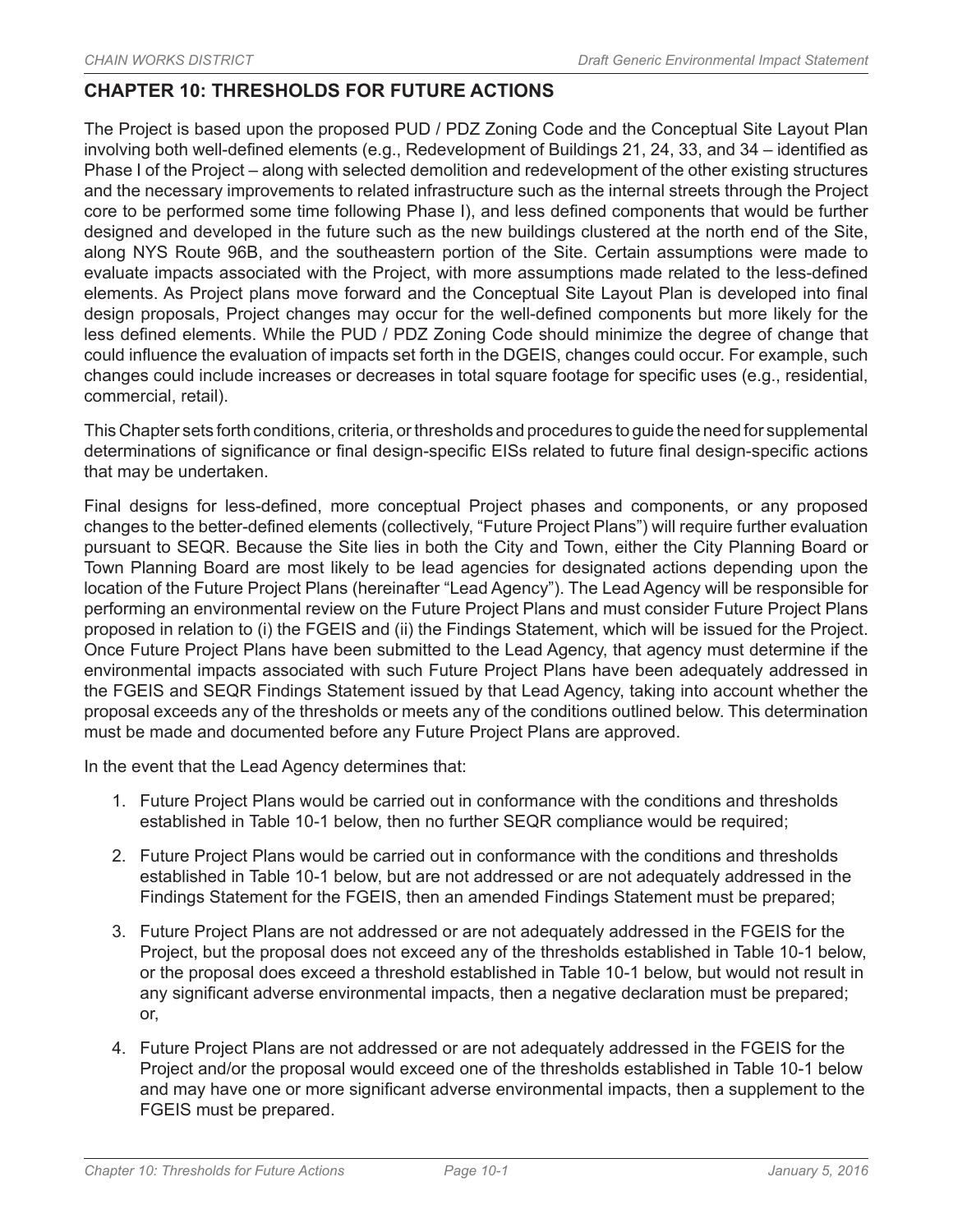## CHAPTER 10: THRESHOLDS FOR FUTURE ACTIONS

The Project is based upon the proposed PUD / PDZ Zoning Code and the Conceptual Site Layout Plan involving both well-defined elements (e.g., Redevelopment of Buildings 21, 24, 33, and 34 – identified as Phase I of the Project – along with selected demolition and redevelopment of the other existing structures and the necessary improvements to related infrastructure such as the internal streets through the Project core to be performed some time following Phase I), and less defined components that would be further designed and developed in the future such as the new buildings clustered at the north end of the Site, along NYS Route 96B, and the southeastern portion of the Site. Certain assumptions were made to evaluate impacts associated with the Project, with more assumptions made related to the less-defined elements. As Project plans move forward and the Conceptual Site Layout Plan is developed into final design proposals, Project changes may occur for the well-defined components but more likely for the less defined elements. While the PUD / PDZ Zoning Code should minimize the degree of change that could influence the evaluation of impacts set forth in the DGEIS, changes could occur. For example, such changes could include increases or decreases in total square footage for specific uses (e.g., residential, commercial, retail).

This Chapter sets forth conditions, criteria, or thresholds and procedures to guide the need for supplemental determinations of significance or final design-specific EISs related to future final design-specific actions that may be undertaken.

Final designs for less-defined, more conceptual Project phases and components, or any proposed changes to the better-defined elements (collectively, "Future Project Plans") will require further evaluation pursuant to SEQR. Because the Site lies in both the City and Town, either the City Planning Board or Town Planning Board are most likely to be lead agencies for designated actions depending upon the location of the Future Project Plans (hereinafter "Lead Agency"). The Lead Agency will be responsible for performing an environmental review on the Future Project Plans and must consider Future Project Plans proposed in relation to (i) the FGEIS and (ii) the Findings Statement, which will be issued for the Project. Once Future Project Plans have been submitted to the Lead Agency, that agency must determine if the environmental impacts associated with such Future Project Plans have been adequately addressed in the FGEIS and SEQR Findings Statement issued by that Lead Agency, taking into account whether the proposal exceeds any of the thresholds or meets any of the conditions outlined below. This determination must be made and documented before any Future Project Plans are approved.

In the event that the Lead Agency determines that:

1. Future Project Plans would be carried out in conformance with the conditions and thresholds established in Table 10-1 below, then no further SEQR compliance would be required;
2. Future Project Plans would be carried out in conformance with the conditions and thresholds established in Table 10-1 below, but are not addressed or are not adequately addressed in the Findings Statement for the FGEIS, then an amended Findings Statement must be prepared;
3. Future Project Plans are not addressed or are not adequately addressed in the FGEIS for the Project, but the proposal does not exceed any of the thresholds established in Table 10-1 below, or the proposal does exceed a threshold established in Table 10-1 below, but would not result in any significant adverse environmental impacts, then a negative declaration must be prepared; or,
4. Future Project Plans are not addressed or are not adequately addressed in the FGEIS for the Project and/or the proposal would exceed one of the thresholds established in Table 10-1 below and may have one or more significant adverse environmental impacts, then a supplement to the FGEIS must be prepared.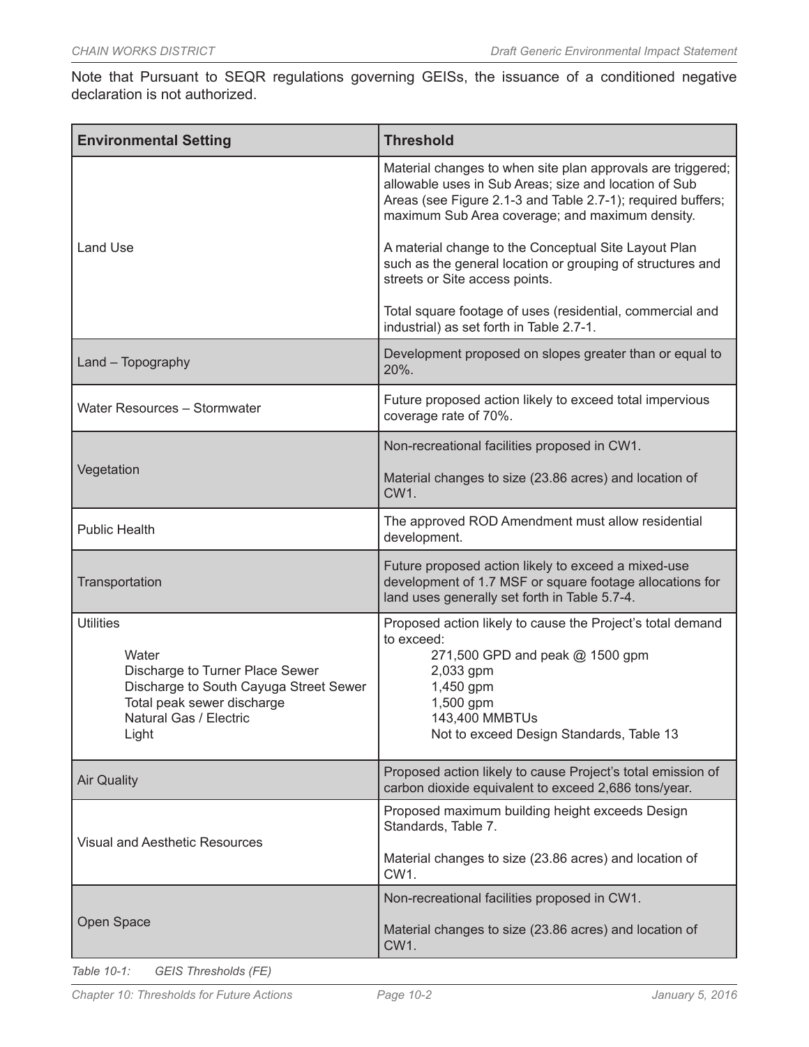Note that Pursuant to SEQR regulations governing GEISs, the issuance of a conditioned negative declaration is not authorized.

| Environmental Setting | Threshold |
|---|---|
| Land Use | Material changes to when site plan approvals are triggered; allowable uses in Sub Areas; size and location of Sub Areas (see Figure 2.1-3 and Table 2.7-1); required buffers; maximum Sub Area coverage; and maximum density.<br><br>A material change to the Conceptual Site Layout Plan such as the general location or grouping of structures and streets or Site access points.<br><br>Total square footage of uses (residential, commercial and industrial) as set forth in Table 2.7-1. |
| Land – Topography | Development proposed on slopes greater than or equal to 20%. |
| Water Resources – Stormwater | Future proposed action likely to exceed total impervious coverage rate of 70%. |
| Vegetation | Non-recreational facilities proposed in CW1.<br><br>Material changes to size (23.86 acres) and location of CW1. |
| Public Health | The approved ROD Amendment must allow residential development. |
| Transportation | Future proposed action likely to exceed a mixed-use development of 1.7 MSF or square footage allocations for land uses generally set forth in Table 5.7-4. |
| Utilities<br><br>Water<br>Discharge to Turner Place Sewer<br>Discharge to South Cayuga Street Sewer<br>Total peak sewer discharge<br>Natural Gas / Electric<br>Light | Proposed action likely to cause the Project's total demand to exceed:<br>271,500 GPD and peak @ 1500 gpm<br>2,033 gpm<br>1,450 gpm<br>1,500 gpm<br>143,400 MMBTUs<br>Not to exceed Design Standards, Table 13 |
| Air Quality | Proposed action likely to cause Project's total emission of carbon dioxide equivalent to exceed 2,686 tons/year. |
| Visual and Aesthetic Resources | Proposed maximum building height exceeds Design Standards, Table 7.<br><br>Material changes to size (23.86 acres) and location of CW1. |
| Open Space | Non-recreational facilities proposed in CW1.<br><br>Material changes to size (23.86 acres) and location of CW1. |

*Table 10-1: GEIS Thresholds (FE)*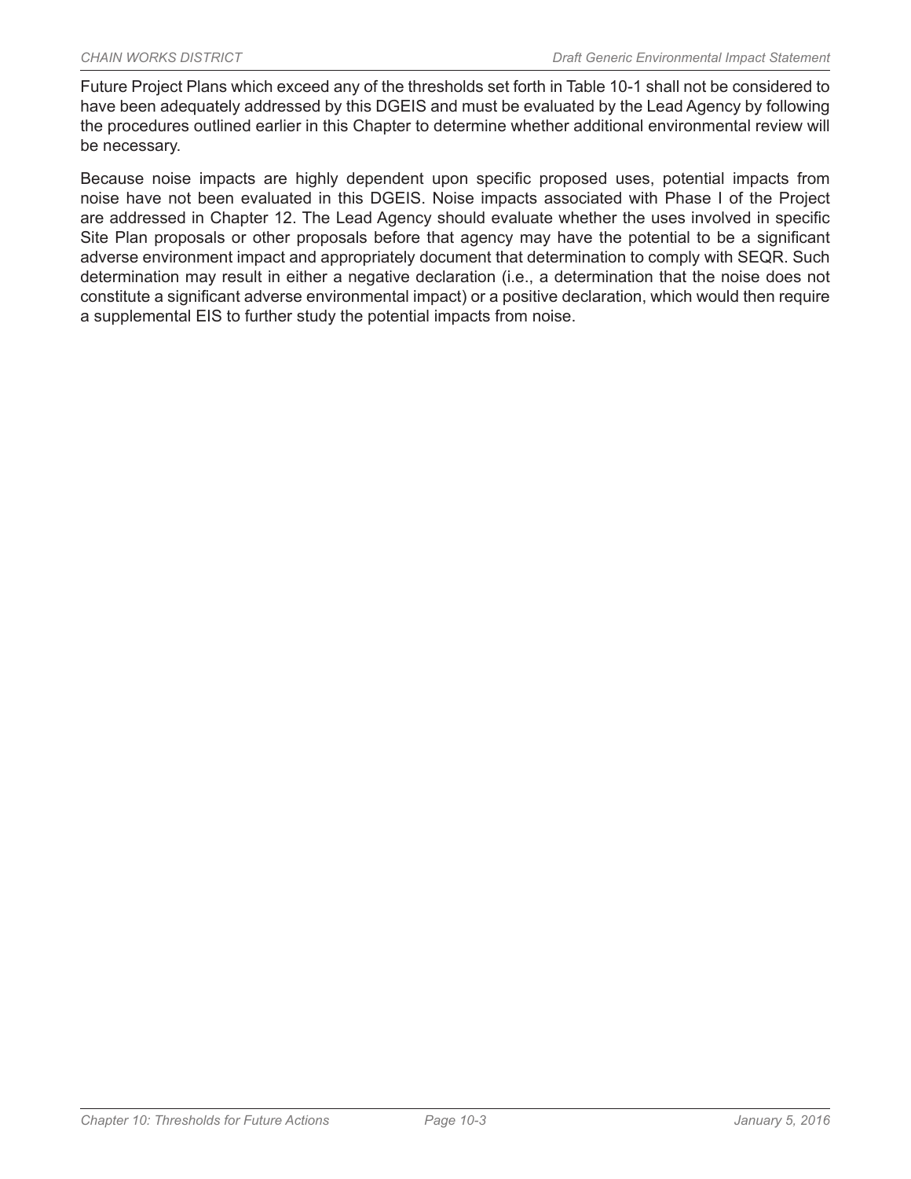Future Project Plans which exceed any of the thresholds set forth in Table 10-1 shall not be considered to have been adequately addressed by this DGEIS and must be evaluated by the Lead Agency by following the procedures outlined earlier in this Chapter to determine whether additional environmental review will be necessary.

Because noise impacts are highly dependent upon specific proposed uses, potential impacts from noise have not been evaluated in this DGEIS. Noise impacts associated with Phase I of the Project are addressed in Chapter 12. The Lead Agency should evaluate whether the uses involved in specific Site Plan proposals or other proposals before that agency may have the potential to be a significant adverse environment impact and appropriately document that determination to comply with SEQR. Such determination may result in either a negative declaration (i.e., a determination that the noise does not constitute a significant adverse environmental impact) or a positive declaration, which would then require a supplemental EIS to further study the potential impacts from noise.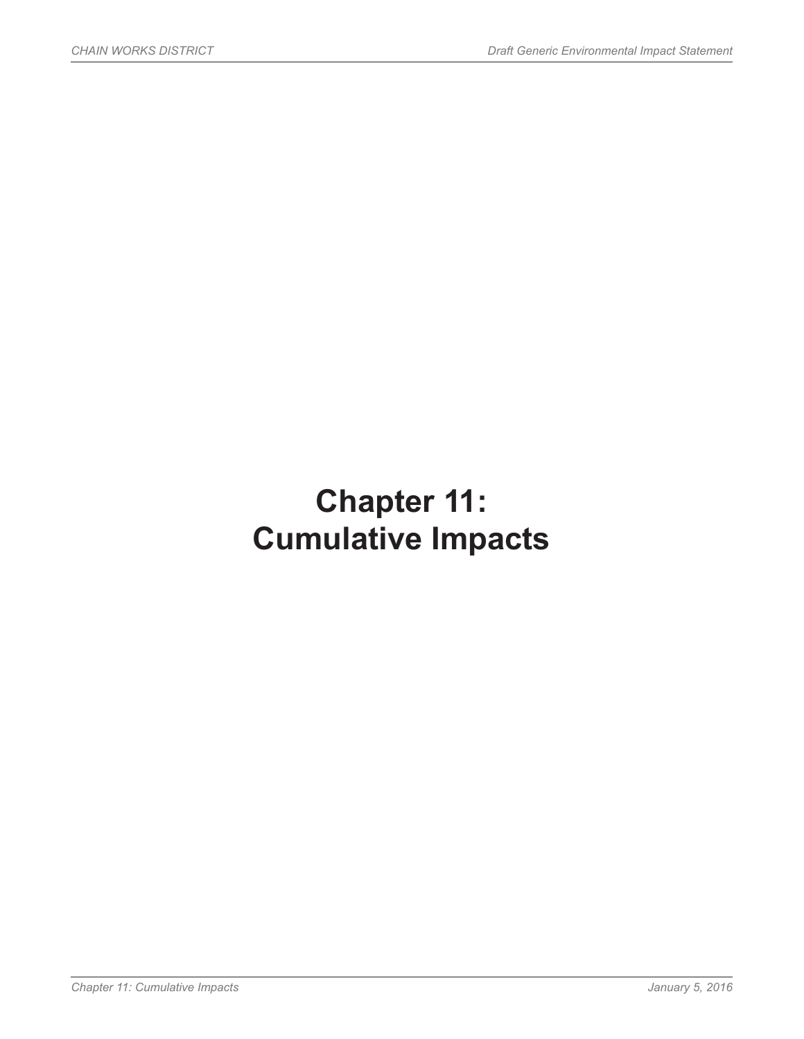# Chapter 11:
# Cumulative Impacts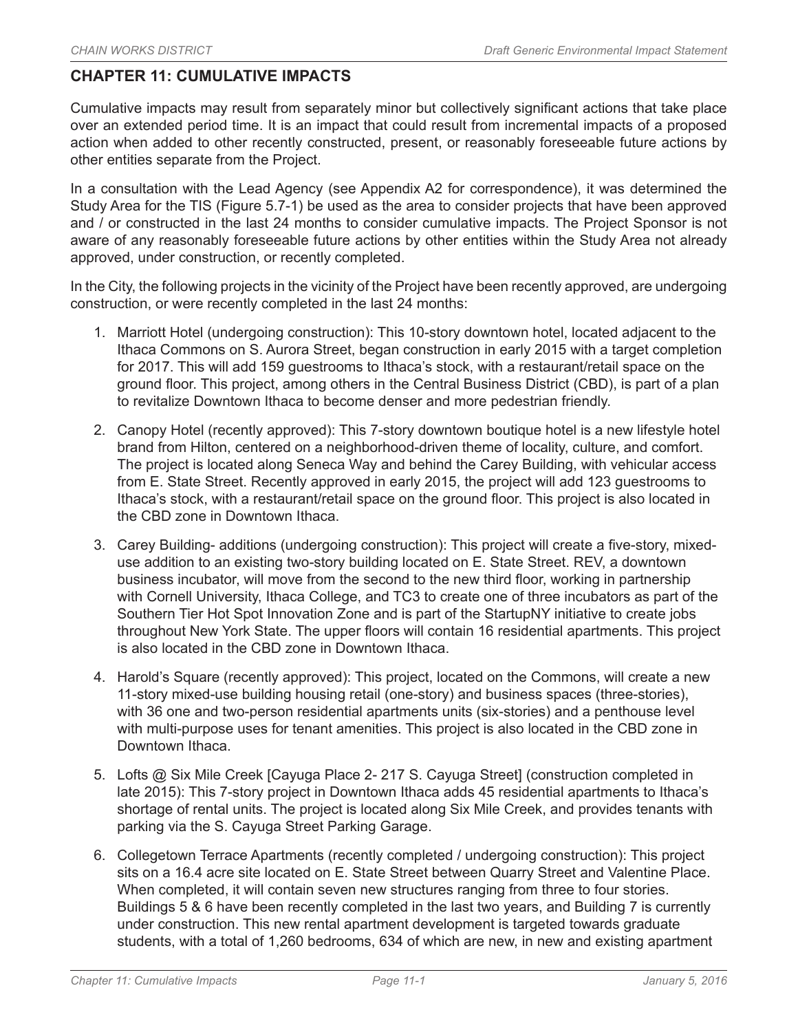## CHAPTER 11: CUMULATIVE IMPACTS

Cumulative impacts may result from separately minor but collectively significant actions that take place over an extended period time. It is an impact that could result from incremental impacts of a proposed action when added to other recently constructed, present, or reasonably foreseeable future actions by other entities separate from the Project.

In a consultation with the Lead Agency (see Appendix A2 for correspondence), it was determined the Study Area for the TIS (Figure 5.7-1) be used as the area to consider projects that have been approved and / or constructed in the last 24 months to consider cumulative impacts. The Project Sponsor is not aware of any reasonably foreseeable future actions by other entities within the Study Area not already approved, under construction, or recently completed.

In the City, the following projects in the vicinity of the Project have been recently approved, are undergoing construction, or were recently completed in the last 24 months:

1. Marriott Hotel (undergoing construction): This 10-story downtown hotel, located adjacent to the Ithaca Commons on S. Aurora Street, began construction in early 2015 with a target completion for 2017. This will add 159 guestrooms to Ithaca's stock, with a restaurant/retail space on the ground floor. This project, among others in the Central Business District (CBD), is part of a plan to revitalize Downtown Ithaca to become denser and more pedestrian friendly.
2. Canopy Hotel (recently approved): This 7-story downtown boutique hotel is a new lifestyle hotel brand from Hilton, centered on a neighborhood-driven theme of locality, culture, and comfort. The project is located along Seneca Way and behind the Carey Building, with vehicular access from E. State Street. Recently approved in early 2015, the project will add 123 guestrooms to Ithaca's stock, with a restaurant/retail space on the ground floor. This project is also located in the CBD zone in Downtown Ithaca.
3. Carey Building- additions (undergoing construction): This project will create a five-story, mixed-use addition to an existing two-story building located on E. State Street. REV, a downtown business incubator, will move from the second to the new third floor, working in partnership with Cornell University, Ithaca College, and TC3 to create one of three incubators as part of the Southern Tier Hot Spot Innovation Zone and is part of the StartupNY initiative to create jobs throughout New York State. The upper floors will contain 16 residential apartments. This project is also located in the CBD zone in Downtown Ithaca.
4. Harold's Square (recently approved): This project, located on the Commons, will create a new 11-story mixed-use building housing retail (one-story) and business spaces (three-stories), with 36 one and two-person residential apartments units (six-stories) and a penthouse level with multi-purpose uses for tenant amenities. This project is also located in the CBD zone in Downtown Ithaca.
5. Lofts @ Six Mile Creek [Cayuga Place 2- 217 S. Cayuga Street] (construction completed in late 2015): This 7-story project in Downtown Ithaca adds 45 residential apartments to Ithaca's shortage of rental units. The project is located along Six Mile Creek, and provides tenants with parking via the S. Cayuga Street Parking Garage.
6. Collegetown Terrace Apartments (recently completed / undergoing construction): This project sits on a 16.4 acre site located on E. State Street between Quarry Street and Valentine Place. When completed, it will contain seven new structures ranging from three to four stories. Buildings 5 & 6 have been recently completed in the last two years, and Building 7 is currently under construction. This new rental apartment development is targeted towards graduate students, with a total of 1,260 bedrooms, 634 of which are new, in new and existing apartment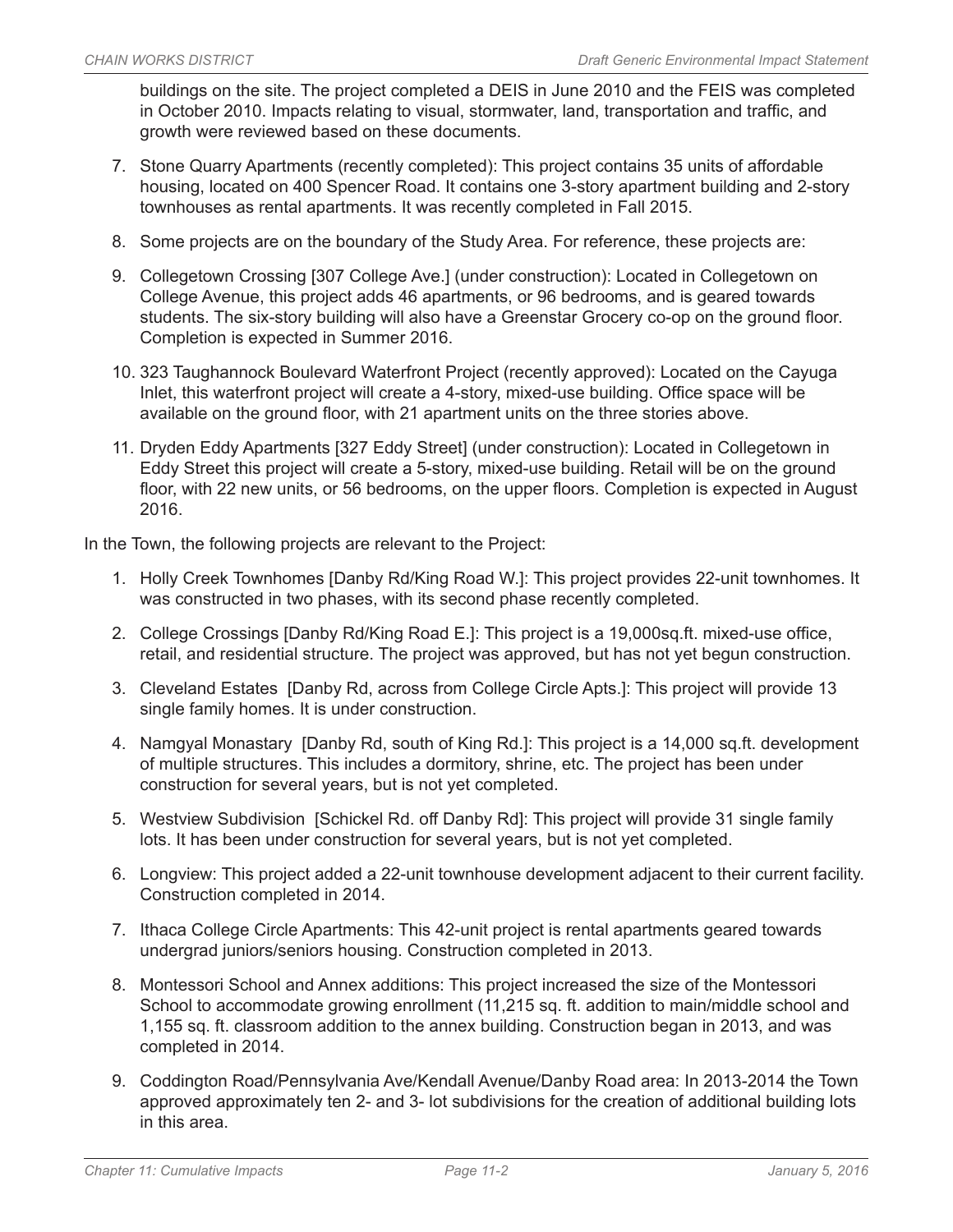buildings on the site. The project completed a DEIS in June 2010 and the FEIS was completed in October 2010. Impacts relating to visual, stormwater, land, transportation and traffic, and growth were reviewed based on these documents.

7. Stone Quarry Apartments (recently completed): This project contains 35 units of affordable housing, located on 400 Spencer Road. It contains one 3-story apartment building and 2-story townhouses as rental apartments. It was recently completed in Fall 2015.
8. Some projects are on the boundary of the Study Area. For reference, these projects are:
9. Collegetown Crossing [307 College Ave.] (under construction): Located in Collegetown on College Avenue, this project adds 46 apartments, or 96 bedrooms, and is geared towards students. The six-story building will also have a Greenstar Grocery co-op on the ground floor. Completion is expected in Summer 2016.
10. 323 Taughannock Boulevard Waterfront Project (recently approved): Located on the Cayuga Inlet, this waterfront project will create a 4-story, mixed-use building. Office space will be available on the ground floor, with 21 apartment units on the three stories above.
11. Dryden Eddy Apartments [327 Eddy Street] (under construction): Located in Collegetown in Eddy Street this project will create a 5-story, mixed-use building. Retail will be on the ground floor, with 22 new units, or 56 bedrooms, on the upper floors. Completion is expected in August 2016.

In the Town, the following projects are relevant to the Project:

1. Holly Creek Townhomes [Danby Rd/King Road W.]: This project provides 22-unit townhomes. It was constructed in two phases, with its second phase recently completed.
2. College Crossings [Danby Rd/King Road E.]: This project is a 19,000sq.ft. mixed-use office, retail, and residential structure. The project was approved, but has not yet begun construction.
3. Cleveland Estates [Danby Rd, across from College Circle Apts.]: This project will provide 13 single family homes. It is under construction.
4. Namgyal Monastary [Danby Rd, south of King Rd.]: This project is a 14,000 sq.ft. development of multiple structures. This includes a dormitory, shrine, etc. The project has been under construction for several years, but is not yet completed.
5. Westview Subdivision [Schickel Rd. off Danby Rd]: This project will provide 31 single family lots. It has been under construction for several years, but is not yet completed.
6. Longview: This project added a 22-unit townhouse development adjacent to their current facility. Construction completed in 2014.
7. Ithaca College Circle Apartments: This 42-unit project is rental apartments geared towards undergrad juniors/seniors housing. Construction completed in 2013.
8. Montessori School and Annex additions: This project increased the size of the Montessori School to accommodate growing enrollment (11,215 sq. ft. addition to main/middle school and 1,155 sq. ft. classroom addition to the annex building. Construction began in 2013, and was completed in 2014.
9. Coddington Road/Pennsylvania Ave/Kendall Avenue/Danby Road area: In 2013-2014 the Town approved approximately ten 2- and 3- lot subdivisions for the creation of additional building lots in this area.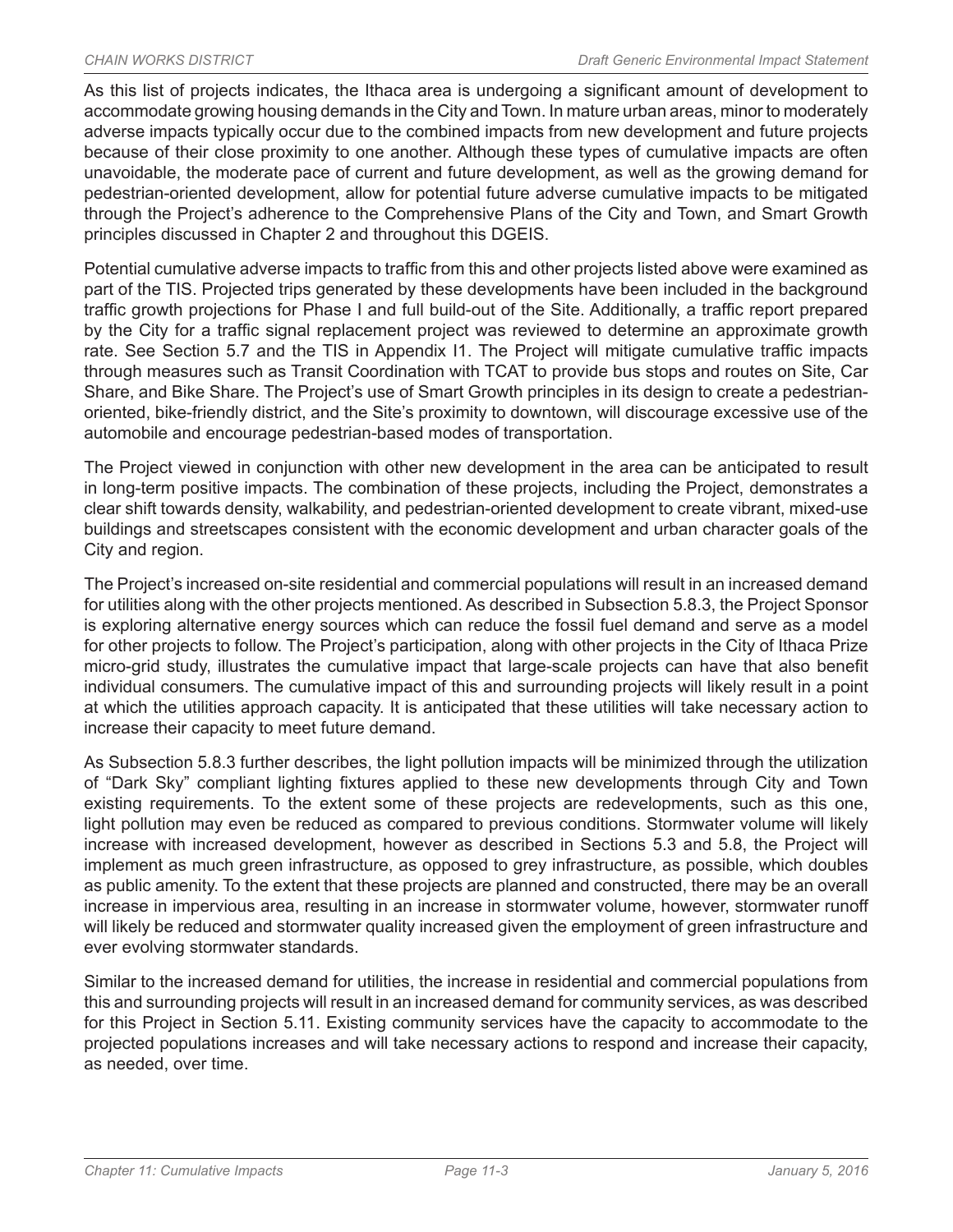As this list of projects indicates, the Ithaca area is undergoing a significant amount of development to accommodate growing housing demands in the City and Town. In mature urban areas, minor to moderately adverse impacts typically occur due to the combined impacts from new development and future projects because of their close proximity to one another. Although these types of cumulative impacts are often unavoidable, the moderate pace of current and future development, as well as the growing demand for pedestrian-oriented development, allow for potential future adverse cumulative impacts to be mitigated through the Project's adherence to the Comprehensive Plans of the City and Town, and Smart Growth principles discussed in Chapter 2 and throughout this DGEIS.

Potential cumulative adverse impacts to traffic from this and other projects listed above were examined as part of the TIS. Projected trips generated by these developments have been included in the background traffic growth projections for Phase I and full build-out of the Site. Additionally, a traffic report prepared by the City for a traffic signal replacement project was reviewed to determine an approximate growth rate. See Section 5.7 and the TIS in Appendix I1. The Project will mitigate cumulative traffic impacts through measures such as Transit Coordination with TCAT to provide bus stops and routes on Site, Car Share, and Bike Share. The Project's use of Smart Growth principles in its design to create a pedestrian-oriented, bike-friendly district, and the Site's proximity to downtown, will discourage excessive use of the automobile and encourage pedestrian-based modes of transportation.

The Project viewed in conjunction with other new development in the area can be anticipated to result in long-term positive impacts. The combination of these projects, including the Project, demonstrates a clear shift towards density, walkability, and pedestrian-oriented development to create vibrant, mixed-use buildings and streetscapes consistent with the economic development and urban character goals of the City and region.

The Project's increased on-site residential and commercial populations will result in an increased demand for utilities along with the other projects mentioned. As described in Subsection 5.8.3, the Project Sponsor is exploring alternative energy sources which can reduce the fossil fuel demand and serve as a model for other projects to follow. The Project's participation, along with other projects in the City of Ithaca Prize micro-grid study, illustrates the cumulative impact that large-scale projects can have that also benefit individual consumers. The cumulative impact of this and surrounding projects will likely result in a point at which the utilities approach capacity. It is anticipated that these utilities will take necessary action to increase their capacity to meet future demand.

As Subsection 5.8.3 further describes, the light pollution impacts will be minimized through the utilization of "Dark Sky" compliant lighting fixtures applied to these new developments through City and Town existing requirements. To the extent some of these projects are redevelopments, such as this one, light pollution may even be reduced as compared to previous conditions. Stormwater volume will likely increase with increased development, however as described in Sections 5.3 and 5.8, the Project will implement as much green infrastructure, as opposed to grey infrastructure, as possible, which doubles as public amenity. To the extent that these projects are planned and constructed, there may be an overall increase in impervious area, resulting in an increase in stormwater volume, however, stormwater runoff will likely be reduced and stormwater quality increased given the employment of green infrastructure and ever evolving stormwater standards.

Similar to the increased demand for utilities, the increase in residential and commercial populations from this and surrounding projects will result in an increased demand for community services, as was described for this Project in Section 5.11. Existing community services have the capacity to accommodate to the projected populations increases and will take necessary actions to respond and increase their capacity, as needed, over time.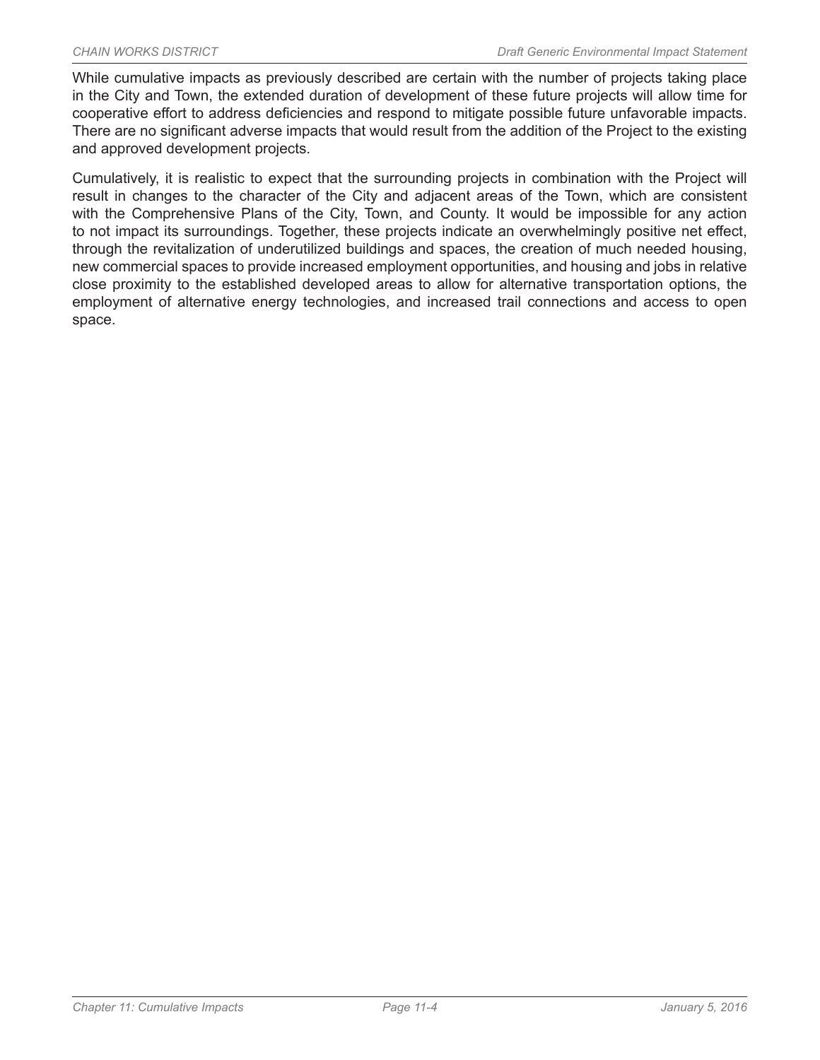While cumulative impacts as previously described are certain with the number of projects taking place in the City and Town, the extended duration of development of these future projects will allow time for cooperative effort to address deficiencies and respond to mitigate possible future unfavorable impacts. There are no significant adverse impacts that would result from the addition of the Project to the existing and approved development projects.

Cumulatively, it is realistic to expect that the surrounding projects in combination with the Project will result in changes to the character of the City and adjacent areas of the Town, which are consistent with the Comprehensive Plans of the City, Town, and County. It would be impossible for any action to not impact its surroundings. Together, these projects indicate an overwhelmingly positive net effect, through the revitalization of underutilized buildings and spaces, the creation of much needed housing, new commercial spaces to provide increased employment opportunities, and housing and jobs in relative close proximity to the established developed areas to allow for alternative transportation options, the employment of alternative energy technologies, and increased trail connections and access to open space.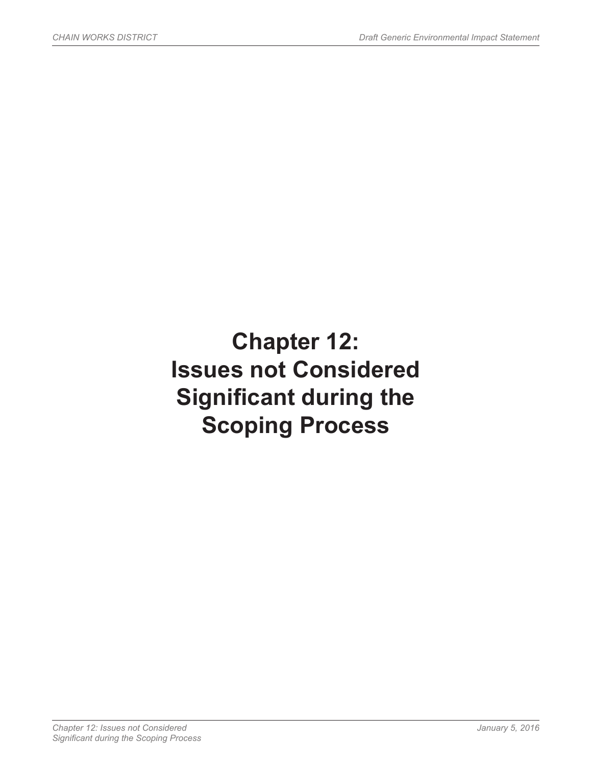# Chapter 12: Issues not Considered Significant during the Scoping Process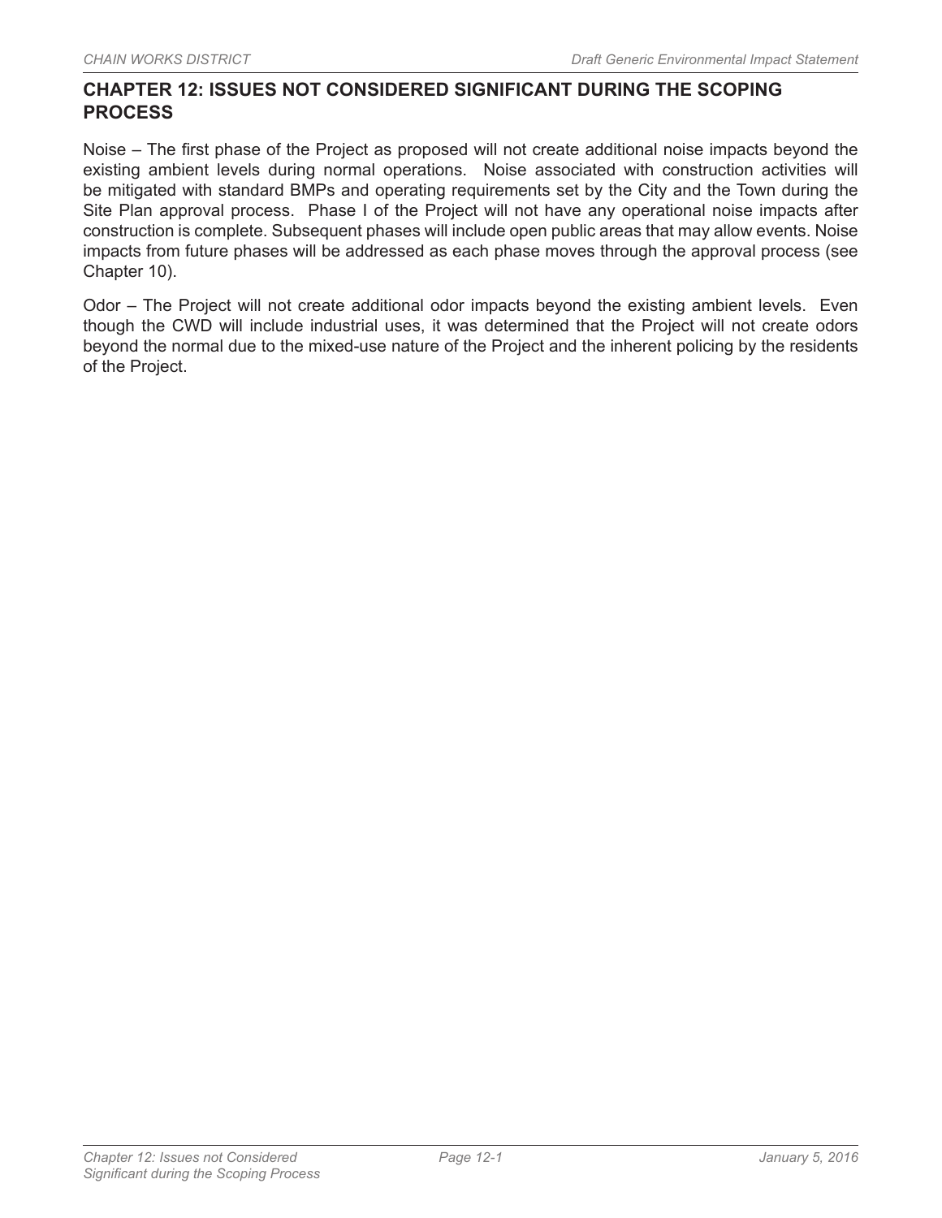# CHAPTER 12: ISSUES NOT CONSIDERED SIGNIFICANT DURING THE SCOPING PROCESS

Noise – The first phase of the Project as proposed will not create additional noise impacts beyond the existing ambient levels during normal operations. Noise associated with construction activities will be mitigated with standard BMPs and operating requirements set by the City and the Town during the Site Plan approval process. Phase I of the Project will not have any operational noise impacts after construction is complete. Subsequent phases will include open public areas that may allow events. Noise impacts from future phases will be addressed as each phase moves through the approval process (see Chapter 10).

Odor – The Project will not create additional odor impacts beyond the existing ambient levels. Even though the CWD will include industrial uses, it was determined that the Project will not create odors beyond the normal due to the mixed-use nature of the Project and the inherent policing by the residents of the Project.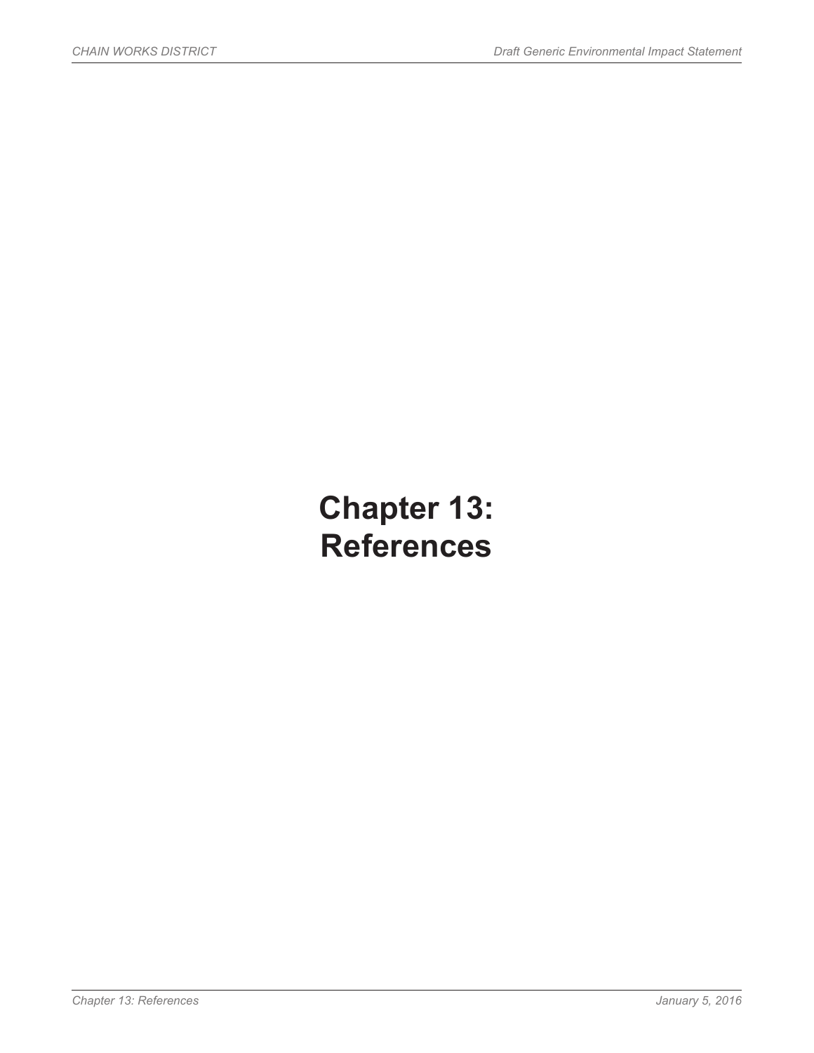# Chapter 13: References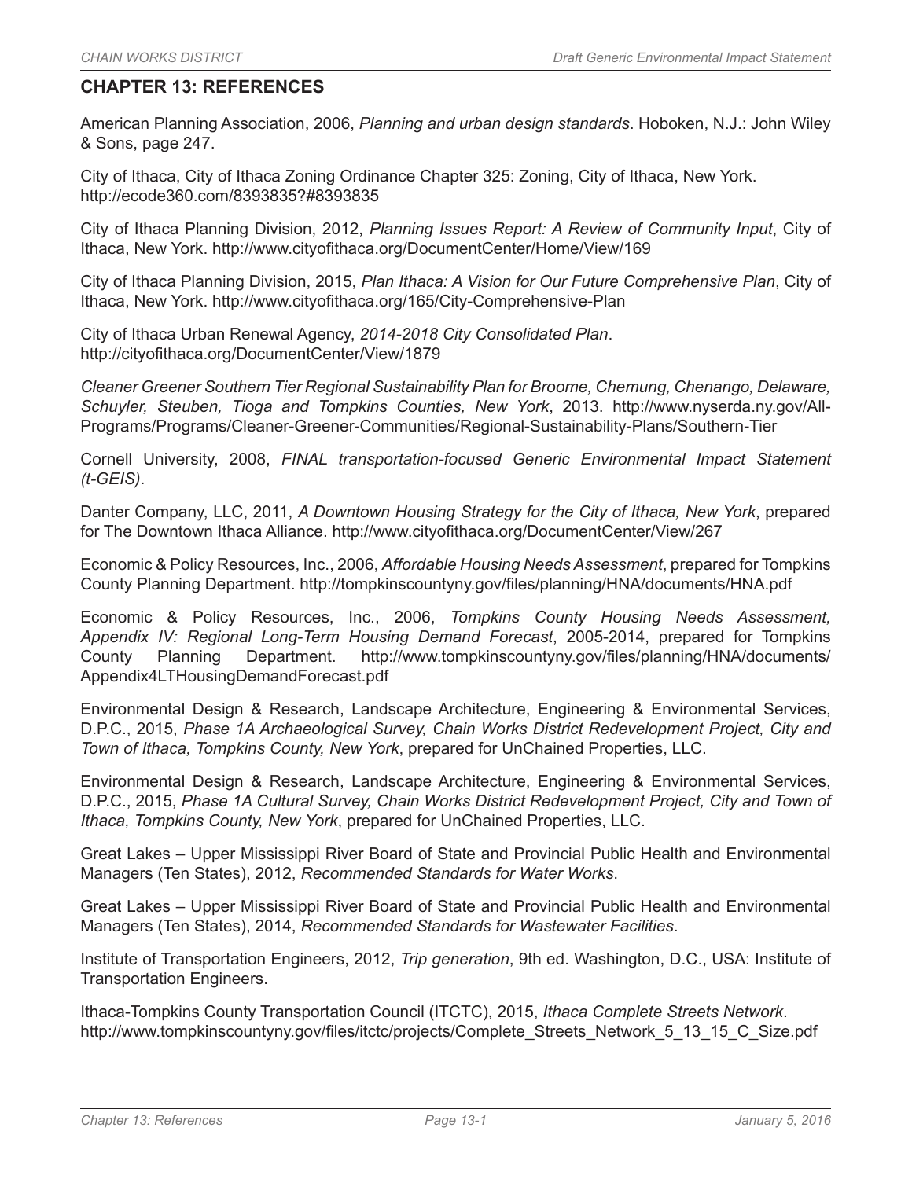## CHAPTER 13: REFERENCES

American Planning Association, 2006, *Planning and urban design standards*. Hoboken, N.J.: John Wiley & Sons, page 247.

City of Ithaca, City of Ithaca Zoning Ordinance Chapter 325: Zoning, City of Ithaca, New York. http://ecode360.com/8393835?#8393835

City of Ithaca Planning Division, 2012, *Planning Issues Report: A Review of Community Input*, City of Ithaca, New York. http://www.cityofithaca.org/DocumentCenter/Home/View/169

City of Ithaca Planning Division, 2015, *Plan Ithaca: A Vision for Our Future Comprehensive Plan*, City of Ithaca, New York. http://www.cityofithaca.org/165/City-Comprehensive-Plan

City of Ithaca Urban Renewal Agency, *2014-2018 City Consolidated Plan*. http://cityofithaca.org/DocumentCenter/View/1879

*Cleaner Greener Southern Tier Regional Sustainability Plan for Broome, Chemung, Chenango, Delaware, Schuyler, Steuben, Tioga and Tompkins Counties, New York*, 2013. http://www.nyserda.ny.gov/All-Programs/Programs/Cleaner-Greener-Communities/Regional-Sustainability-Plans/Southern-Tier

Cornell University, 2008, *FINAL transportation-focused Generic Environmental Impact Statement (t-GEIS)*.

Danter Company, LLC, 2011, *A Downtown Housing Strategy for the City of Ithaca, New York*, prepared for The Downtown Ithaca Alliance. http://www.cityofithaca.org/DocumentCenter/View/267

Economic & Policy Resources, Inc., 2006, *Affordable Housing Needs Assessment*, prepared for Tompkins County Planning Department. http://tompkinscountyny.gov/files/planning/HNA/documents/HNA.pdf

Economic & Policy Resources, Inc., 2006, *Tompkins County Housing Needs Assessment, Appendix IV: Regional Long-Term Housing Demand Forecast*, 2005-2014, prepared for Tompkins County Planning Department. http://www.tompkinscountyny.gov/files/planning/HNA/documents/Appendix4LTHousingDemandForecast.pdf

Environmental Design & Research, Landscape Architecture, Engineering & Environmental Services, D.P.C., 2015, *Phase 1A Archaeological Survey, Chain Works District Redevelopment Project, City and Town of Ithaca, Tompkins County, New York*, prepared for UnChained Properties, LLC.

Environmental Design & Research, Landscape Architecture, Engineering & Environmental Services, D.P.C., 2015, *Phase 1A Cultural Survey, Chain Works District Redevelopment Project, City and Town of Ithaca, Tompkins County, New York*, prepared for UnChained Properties, LLC.

Great Lakes – Upper Mississippi River Board of State and Provincial Public Health and Environmental Managers (Ten States), 2012, *Recommended Standards for Water Works*.

Great Lakes – Upper Mississippi River Board of State and Provincial Public Health and Environmental Managers (Ten States), 2014, *Recommended Standards for Wastewater Facilities*.

Institute of Transportation Engineers, 2012, *Trip generation*, 9th ed. Washington, D.C., USA: Institute of Transportation Engineers.

Ithaca-Tompkins County Transportation Council (ITCTC), 2015, *Ithaca Complete Streets Network*. http://www.tompkinscountyny.gov/files/itctc/projects/Complete_Streets_Network_5_13_15_C_Size.pdf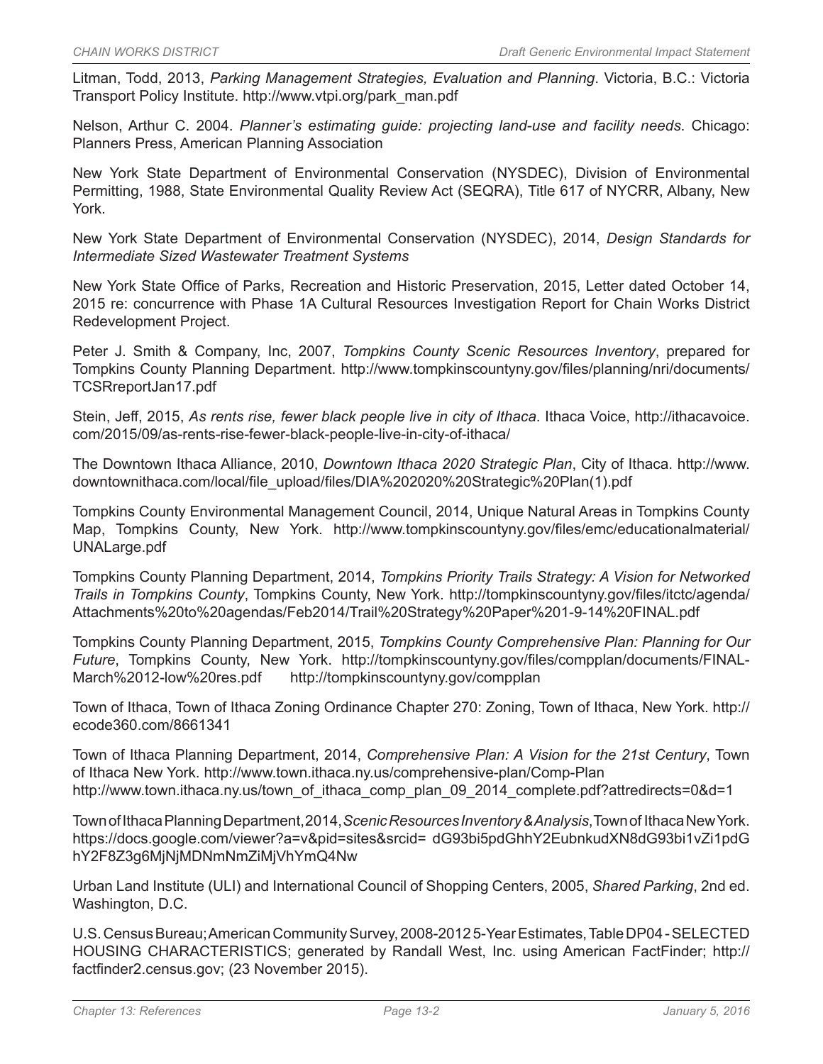Litman, Todd, 2013, *Parking Management Strategies, Evaluation and Planning*. Victoria, B.C.: Victoria Transport Policy Institute. http://www.vtpi.org/park_man.pdf

Nelson, Arthur C. 2004. *Planner's estimating guide: projecting land-use and facility needs*. Chicago: Planners Press, American Planning Association

New York State Department of Environmental Conservation (NYSDEC), Division of Environmental Permitting, 1988, State Environmental Quality Review Act (SEQRA), Title 617 of NYCRR, Albany, New York.

New York State Department of Environmental Conservation (NYSDEC), 2014, *Design Standards for Intermediate Sized Wastewater Treatment Systems*

New York State Office of Parks, Recreation and Historic Preservation, 2015, Letter dated October 14, 2015 re: concurrence with Phase 1A Cultural Resources Investigation Report for Chain Works District Redevelopment Project.

Peter J. Smith & Company, Inc, 2007, *Tompkins County Scenic Resources Inventory*, prepared for Tompkins County Planning Department. http://www.tompkinscountyny.gov/files/planning/nri/documents/TCSRreportJan17.pdf

Stein, Jeff, 2015, *As rents rise, fewer black people live in city of Ithaca*. Ithaca Voice, http://ithacavoice.com/2015/09/as-rents-rise-fewer-black-people-live-in-city-of-ithaca/

The Downtown Ithaca Alliance, 2010, *Downtown Ithaca 2020 Strategic Plan*, City of Ithaca. http://www.downtownithaca.com/local/file_upload/files/DIA%202020%20Strategic%20Plan(1).pdf

Tompkins County Environmental Management Council, 2014, Unique Natural Areas in Tompkins County Map, Tompkins County, New York. http://www.tompkinscountyny.gov/files/emc/educationalmaterial/UNALarge.pdf

Tompkins County Planning Department, 2014, *Tompkins Priority Trails Strategy: A Vision for Networked Trails in Tompkins County*, Tompkins County, New York. http://tompkinscountyny.gov/files/itctc/agenda/Attachments%20to%20agendas/Feb2014/Trail%20Strategy%20Paper%201-9-14%20FINAL.pdf

Tompkins County Planning Department, 2015, *Tompkins County Comprehensive Plan: Planning for Our Future*, Tompkins County, New York. http://tompkinscountyny.gov/files/compplan/documents/FINAL-March%2012-low%20res.pdf http://tompkinscountyny.gov/compplan

Town of Ithaca, Town of Ithaca Zoning Ordinance Chapter 270: Zoning, Town of Ithaca, New York. http://ecode360.com/8661341

Town of Ithaca Planning Department, 2014, *Comprehensive Plan: A Vision for the 21st Century*, Town of Ithaca New York. http://www.town.ithaca.ny.us/comprehensive-plan/Comp-Plan http://www.town.ithaca.ny.us/town_of_ithaca_comp_plan_09_2014_complete.pdf?attredirects=0&d=1

Town of Ithaca Planning Department, 2014, *Scenic Resources Inventory & Analysis*, Town of Ithaca New York. https://docs.google.com/viewer?a=v&pid=sites&srcid= dG93bi5pdGhhY2EubnkudXN8dG93bi1vZi1pdGhhY2F8Z3g6MjNjMDNmNmZiMjVhYmQ4Nw

Urban Land Institute (ULI) and International Council of Shopping Centers, 2005, *Shared Parking*, 2nd ed. Washington, D.C.

U.S. Census Bureau; American Community Survey, 2008-2012 5-Year Estimates, Table DP04 - SELECTED HOUSING CHARACTERISTICS; generated by Randall West, Inc. using American FactFinder; http://factfinder2.census.gov; (23 November 2015).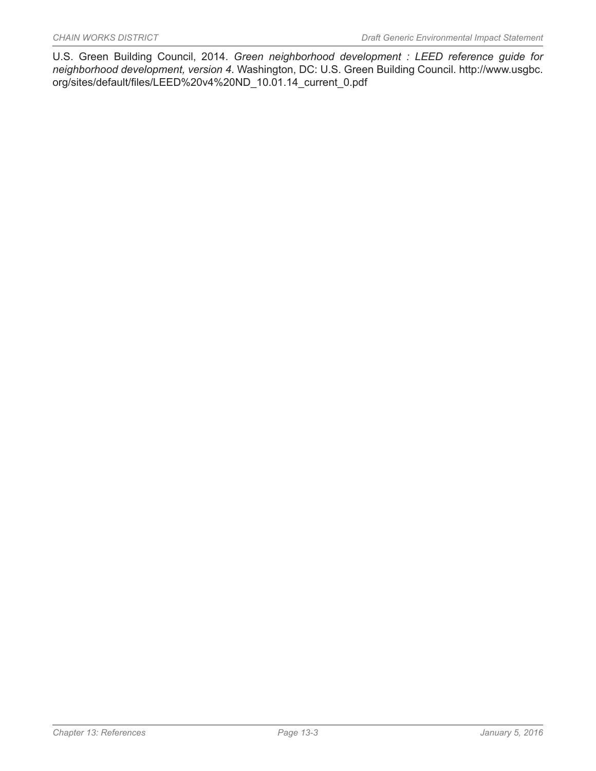U.S. Green Building Council, 2014. *Green neighborhood development : LEED reference guide for neighborhood development, version 4*. Washington, DC: U.S. Green Building Council. http://www.usgbc.org/sites/default/files/LEED%20v4%20ND_10.01.14_current_0.pdf